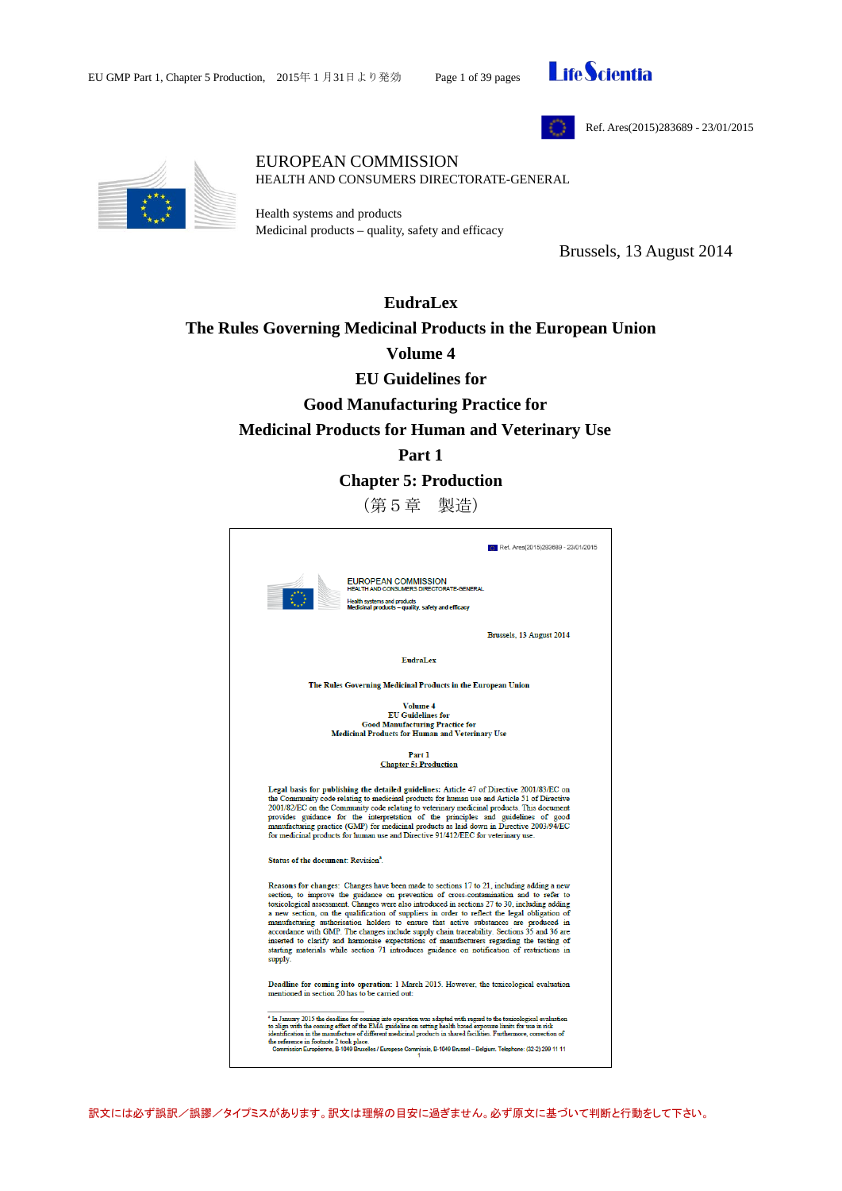Ref. Ares(2015)283689 - 23/01/2015

EUROPEAN COMMISSION
HEALTH AND CONSUMERS DIRECTORATE-GENERAL

Health systems and products
Medicinal products – quality, safety and efficacy

Brussels, 13 August 2014

# EudraLex

# The Rules Governing Medicinal Products in the European Union

# Volume 4

# EU Guidelines for Good Manufacturing Practice for Medicinal Products for Human and Veterinary Use

# Part 1

# Chapter 5: Production

（第５章　製造）

Ref. Ares(2015)283689 - 23/01/2015

EUROPEAN COMMISSION
HEALTH AND CONSUMERS DIRECTORATE-GENERAL

Health systems and products
Medicinal products – quality, safety and efficacy

Brussels, 13 August 2014

EudraLex

The Rules Governing Medicinal Products in the European Union

Volume 4
EU Guidelines for
Good Manufacturing Practice for
Medicinal Products for Human and Veterinary Use

Part 1
Chapter 5: Production

**Legal basis for publishing the detailed guidelines:** Article 47 of Directive 2001/83/EC on the Community code relating to medicinal products for human use and Article 51 of Directive 2001/82/EC on the Community code relating to veterinary medicinal products. This document provides guidance for the interpretation of the principles and guidelines of good manufacturing practice (GMP) for medicinal products as laid down in Directive 2003/94/EC for medicinal products for human use and Directive 91/412/EEC for veterinary use.

**Status of the document:** Revision[1]

**Reasons for changes:** Changes have been made to sections 17 to 21, including adding a new section, to improve the guidance on prevention of cross-contamination and to refer to toxicological assessment. Changes were also introduced in sections 27 to 30, including adding a new section, on the qualification of suppliers in order to reflect the legal obligation of manufacturing authorisation holders to ensure that active substances are produced in accordance with GMP. The changes include supply chain traceability. Sections 35 and 36 are inserted to clarify and harmonise expectations of manufacturers regarding the testing of starting materials while section 71 introduces guidance on notification of restrictions in supply.

**Deadline for coming into operation:** 1 March 2015. However, the toxicological evaluation mentioned in section 20 has to be carried out:

[1] In January 2015 the deadline for coming into operation was adapted with regard to the toxicological evaluation to align with the coming effect of the EMA guideline on setting health based exposure limits for use in risk identification in the manufacture of different medicinal products in shared facilities. Furthermore, correction of the reference in footnote 2 took place.

Commission Européenne, B-1049 Bruxelles / Europese Commissie, B-1049 Brussel – Belgium. Telephone: (32-2) 299 11 11

訳文には必ず誤訳／誤謬／タイプミスがあります。訳文は理解の目安に過ぎません。必ず原文に基づいて判断と行動をして下さい。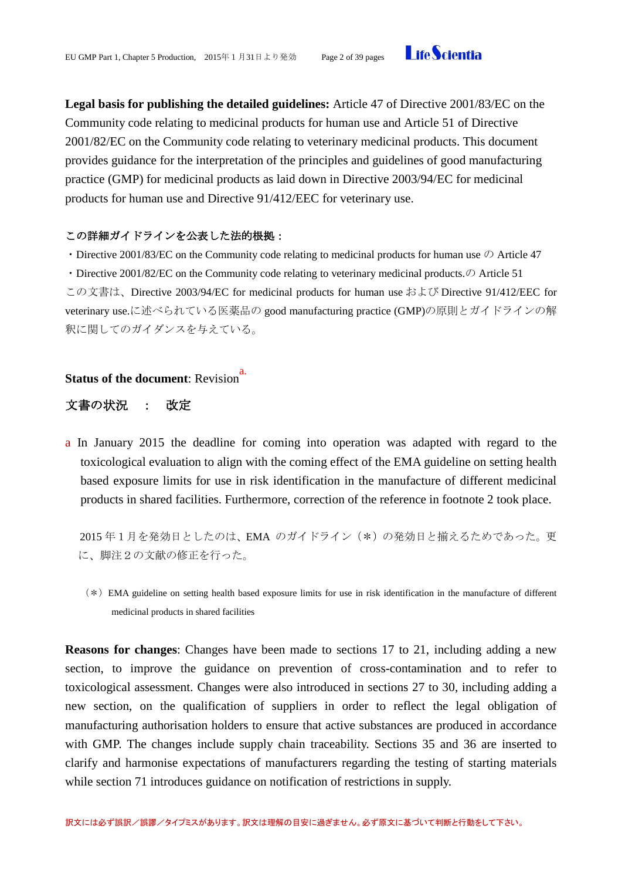**Legal basis for publishing the detailed guidelines:** Article 47 of Directive 2001/83/EC on the Community code relating to medicinal products for human use and Article 51 of Directive 2001/82/EC on the Community code relating to veterinary medicinal products. This document provides guidance for the interpretation of the principles and guidelines of good manufacturing practice (GMP) for medicinal products as laid down in Directive 2003/94/EC for medicinal products for human use and Directive 91/412/EEC for veterinary use.

**この詳細ガイドラインを公表した法的根拠：**

・Directive 2001/83/EC on the Community code relating to medicinal products for human use の Article 47

・Directive 2001/82/EC on the Community code relating to veterinary medicinal products.の Article 51

この文書は、Directive 2003/94/EC for medicinal products for human use および Directive 91/412/EEC for veterinary use.に述べられている医薬品の good manufacturing practice (GMP)の原則とガイドラインの解釈に関してのガイダンスを与えている。

**Status of the document**: Revision[a.]

**文書の状況　：　改定**

a In January 2015 the deadline for coming into operation was adapted with regard to the toxicological evaluation to align with the coming effect of the EMA guideline on setting health based exposure limits for use in risk identification in the manufacture of different medicinal products in shared facilities. Furthermore, correction of the reference in footnote 2 took place.

2015 年 1 月を発効日としたのは、EMA のガイドライン（*）の発効日と揃えるためであった。更に、脚注２の文献の修正を行った。

（*）EMA guideline on setting health based exposure limits for use in risk identification in the manufacture of different medicinal products in shared facilities

**Reasons for changes**: Changes have been made to sections 17 to 21, including adding a new section, to improve the guidance on prevention of cross-contamination and to refer to toxicological assessment. Changes were also introduced in sections 27 to 30, including adding a new section, on the qualification of suppliers in order to reflect the legal obligation of manufacturing authorisation holders to ensure that active substances are produced in accordance with GMP. The changes include supply chain traceability. Sections 35 and 36 are inserted to clarify and harmonise expectations of manufacturers regarding the testing of starting materials while section 71 introduces guidance on notification of restrictions in supply.

訳文には必ず誤訳／誤謬／タイプミスがあります。訳文は理解の目安に過ぎません。必ず原文に基づいて判断と行動をして下さい。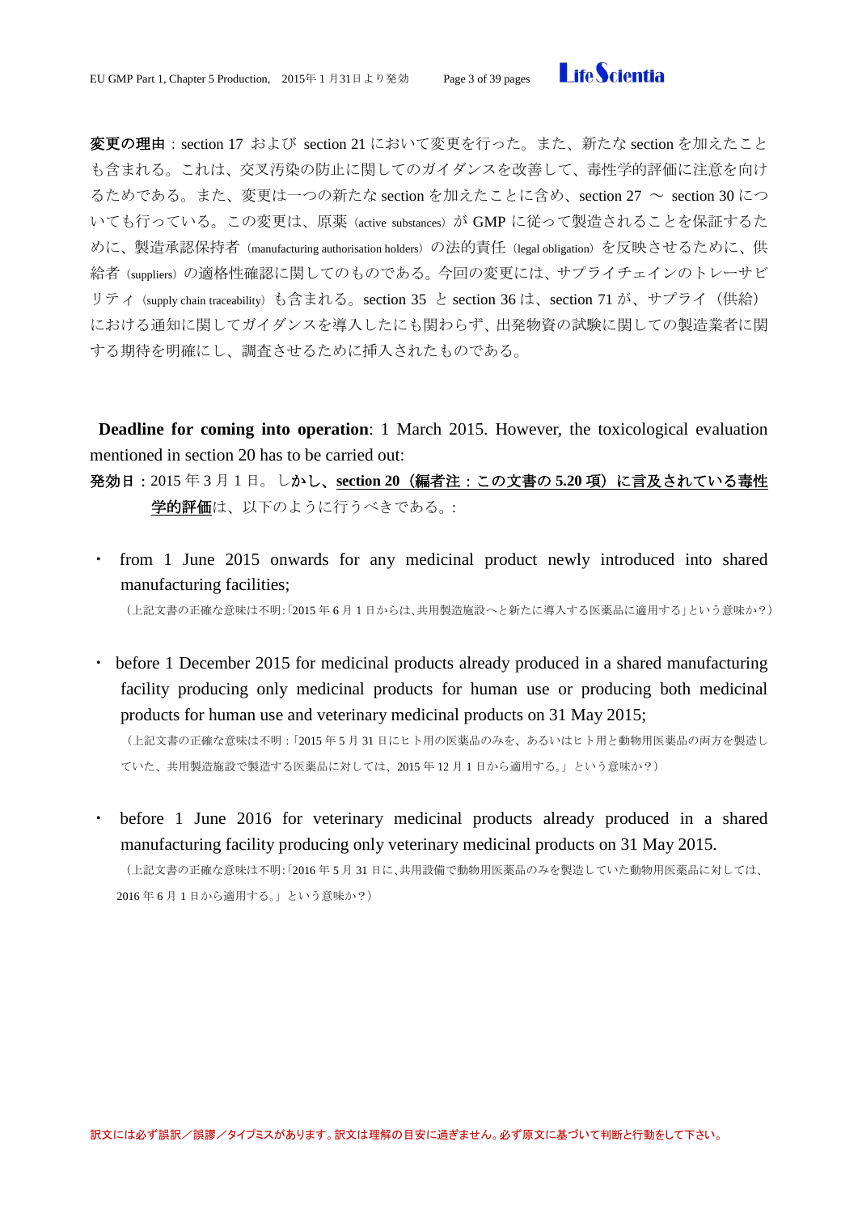**変更の理由**：section 17 および section 21 において変更を行った。また、新たな section を加えたことも含まれる。これは、交叉汚染の防止に関してのガイダンスを改善して、毒性学的評価に注意を向けるためである。また、変更は一つの新たな section を加えたことに含め、section 27 ～ section 30 についても行っている。この変更は、原薬（active substances）が GMP に従って製造されることを保証するために、製造承認保持者（manufacturing authorisation holders）の法的責任（legal obligation）を反映させるために、供給者（suppliers）の適格性確認に関してのものである。今回の変更には、サプライチェインのトレーサビリティ（supply chain traceability）も含まれる。section 35 と section 36 は、section 71 が、サプライ（供給）における通知に関してガイダンスを導入したにも関わらず、出発物資の試験に関しての製造業者に関する期待を明確にし、調査させるために挿入されたものである。

**Deadline for coming into operation**: 1 March 2015. However, the toxicological evaluation mentioned in section 20 has to be carried out:

**発効日**：2015 年 3 月 1 日。しかし、<u>**section 20（編者注：この文書の 5.20 項）に言及されている毒性学的評価**</u>は、以下のように行うべきである。:

- from 1 June 2015 onwards for any medicinal product newly introduced into shared manufacturing facilities;

  （上記文書の正確な意味は不明:「2015 年 6 月 1 日からは、共用製造施設へと新たに導入する医薬品に適用する」という意味か？）

- before 1 December 2015 for medicinal products already produced in a shared manufacturing facility producing only medicinal products for human use or producing both medicinal products for human use and veterinary medicinal products on 31 May 2015;

  （上記文書の正確な意味は不明：「2015 年 5 月 31 日にヒト用の医薬品のみを、あるいはヒト用と動物用医薬品の両方を製造していた、共用製造施設で製造する医薬品に対しては、2015 年 12 月 1 日から適用する。」という意味か？）

- before 1 June 2016 for veterinary medicinal products already produced in a shared manufacturing facility producing only veterinary medicinal products on 31 May 2015.

  （上記文書の正確な意味は不明:「2016 年 5 月 31 日に、共用設備で動物用医薬品のみを製造していた動物用医薬品に対しては、2016 年 6 月 1 日から適用する。」という意味か？）

訳文には必ず誤訳／誤謬／タイプミスがあります。訳文は理解の目安に過ぎません。必ず原文に基づいて判断と行動をして下さい。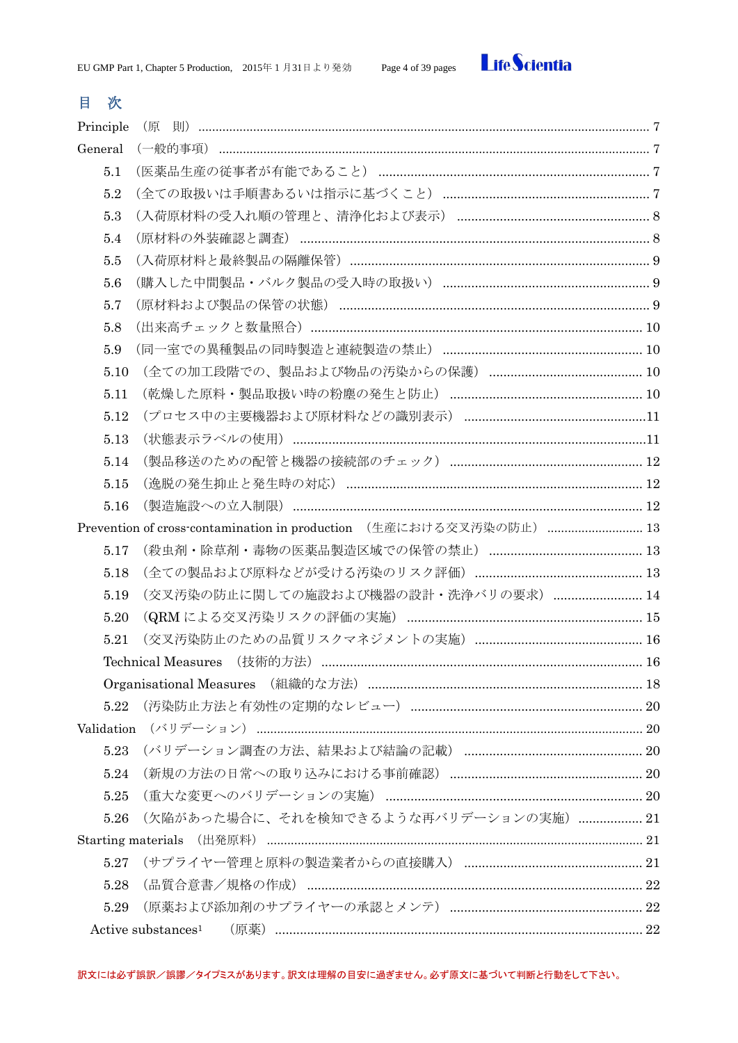# 目　次

Principle （原　則） ........................................................................................................................ 7

General （一般的事項） .................................................................................................................... 7

- 5.1 （医薬品生産の従事者が有能であること） .......................................................................... 7
- 5.2 （全ての取扱いは手順書あるいは指示に基づくこと） ...................................................... 7
- 5.3 （入荷原材料の受入れ順の管理と、清浄化および表示） .................................................. 8
- 5.4 （原材料の外装確認と調査） ................................................................................................ 8
- 5.5 （入荷原材料と最終製品の隔離保管） .................................................................................. 9
- 5.6 （購入した中間製品・バルク製品の受入時の取扱い） ...................................................... 9
- 5.7 （原材料および製品の保管の状態） ..................................................................................... 9
- 5.8 （出来高チェックと数量照合） ........................................................................................... 10
- 5.9 （同一室での異種製品の同時製造と連続製造の禁止） ...................................................... 10
- 5.10 （全ての加工段階での、製品および物品の汚染からの保護） ......................................... 10
- 5.11 （乾燥した原料・製品取扱い時の粉塵の発生と防止） ..................................................... 10
- 5.12 （プロセス中の主要機器および原材料などの識別表示） ................................................. 11
- 5.13 （状態表示ラベルの使用） ................................................................................................. 11
- 5.14 （製品移送のための配管と機器の接続部のチェック） ..................................................... 12
- 5.15 （逸脱の発生抑止と発生時の対応） ................................................................................. 12
- 5.16 （製造施設への立入制限） ................................................................................................. 12

Prevention of cross-contamination in production （生産における交叉汚染の防止） ........................ 13

- 5.17 （殺虫剤・除草剤・毒物の医薬品製造区域での保管の禁止） ......................................... 13
- 5.18 （全ての製品および原料などが受ける汚染のリスク評価） ............................................. 13
- 5.19 （交叉汚染の防止に関しての施設および機器の設計・洗浄バリの要求） ...................... 14
- 5.20 （QRM による交叉汚染リスクの評価の実施） ................................................................ 15
- 5.21 （交叉汚染防止のための品質リスクマネジメントの実施） ............................................. 16
- Technical Measures （技術的方法） ........................................................................................ 16
- Organisational Measures （組織的な方法） ........................................................................... 18
- 5.22 （汚染防止方法と有効性の定期的なレビュー） ................................................................ 20

Validation （バリデーション） ........................................................................................................ 20

- 5.23 （バリデーション調査の方法、結果および結論の記載） ................................................. 20
- 5.24 （新規の方法の日常への取り込みにおける事前確認） ..................................................... 20
- 5.25 （重大な変更へのバリデーションの実施） ........................................................................ 20
- 5.26 （欠陥があった場合に、それを検知できるような再バリデーションの実施） ................. 21

Starting materials （出発原料） ....................................................................................................... 21

- 5.27 （サプライヤー管理と原料の製造業者からの直接購入） ................................................. 21
- 5.28 （品質合意書／規格の作成） ............................................................................................. 22
- 5.29 （原薬および添加剤のサプライヤーの承認とメンテ） ..................................................... 22
- Active substances[1] （原薬） ............................................................................................... 22

訳文には必ず誤訳／誤謬／タイプミスがあります。訳文は理解の目安に過ぎません。必ず原文に基づいて判断と行動をして下さい。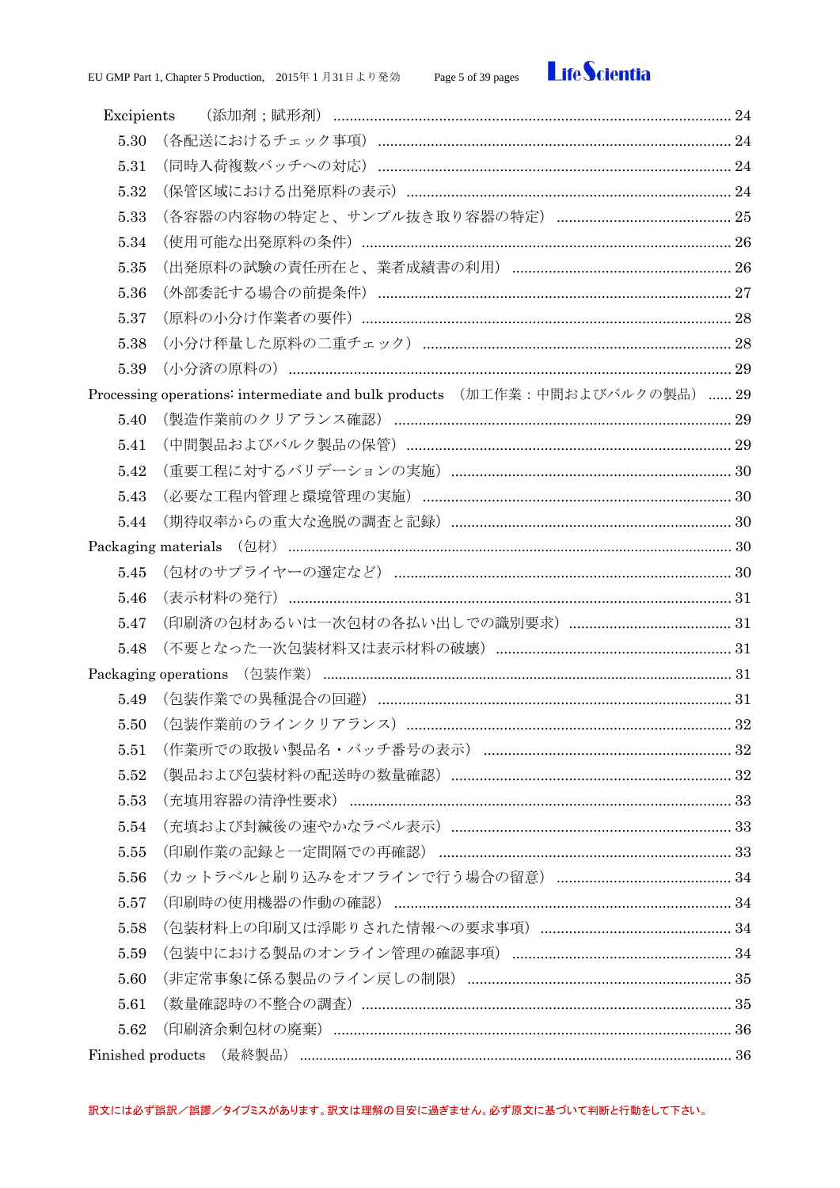Excipients　（添加剤；賦形剤） ........................................................................................ 24

5.30　(各配送におけるチェック事項) ........................................................................ 24

5.31　(同時入荷複数バッチへの対応) ........................................................................ 24

5.32　(保管区域における出発原料の表示) ................................................................ 24

5.33　(各容器の内容物の特定と、サンプル抜き取り容器の特定) ........................... 25

5.34　(使用可能な出発原料の条件) ............................................................................ 26

5.35　(出発原料の試験の責任所在と、業者成績書の利用) ....................................... 26

5.36　(外部委託する場合の前提条件) ........................................................................ 27

5.37　(原料の小分け作業者の要件) ............................................................................ 28

5.38　(小分け秤量した原料の二重チェック) ............................................................ 28

5.39　(小分済の原料の) ............................................................................................. 29

Processing operations: intermediate and bulk products　（加工作業：中間およびバルクの製品） ...... 29

5.40　(製造作業前のクリアランス確認) .................................................................... 29

5.41　(中間製品およびバルク製品の保管) ................................................................ 29

5.42　(重要工程に対するバリデーションの実施) ..................................................... 30

5.43　(必要な工程内管理と環境管理の実施) ............................................................. 30

5.44　(期待収率からの重大な逸脱の調査と記録) ..................................................... 30

Packaging materials　（包材） ................................................................................................ 30

5.45　(包材のサプライヤーの選定など) .................................................................... 30

5.46　(表示材料の発行) .............................................................................................. 31

5.47　(印刷済の包材あるいは一次包材の各払い出しでの識別要求) ........................ 31

5.48　(不要となった一次包装材料又は表示材料の破壊) .......................................... 31

Packaging operations　（包装作業） ...................................................................................... 31

5.49　(包装作業での異種混合の回避) ........................................................................ 31

5.50　(包装作業前のラインクリアランス) ................................................................ 32

5.51　(作業所での取扱い製品名・バッチ番号の表示) .............................................. 32

5.52　(製品および包装材料の配送時の数量確認) ..................................................... 32

5.53　(充填用容器の清浄性要求) ............................................................................... 33

5.54　(充填および封緘後の速やかなラベル表示) ..................................................... 33

5.55　(印刷作業の記録と一定間隔での再確認) ......................................................... 33

5.56　(カットラベルと刷り込みをオフラインで行う場合の留意) ........................... 34

5.57　(印刷時の使用機器の作動の確認) .................................................................... 34

5.58　(包装材料上の印刷又は浮彫りされた情報への要求事項) ............................... 34

5.59　(包装中における製品のオンライン管理の確認事項) ....................................... 34

5.60　(非定常事象に係る製品のライン戻しの制限) ................................................. 35

5.61　(数量確認時の不整合の調査) ............................................................................ 35

5.62　(印刷済余剰包材の廃棄) ................................................................................... 36

Finished products　（最終製品） ............................................................................................ 36

訳文には必ず誤訳／誤謬／タイプミスがあります。訳文は理解の目安に過ぎません。必ず原文に基づいて判断と行動をして下さい。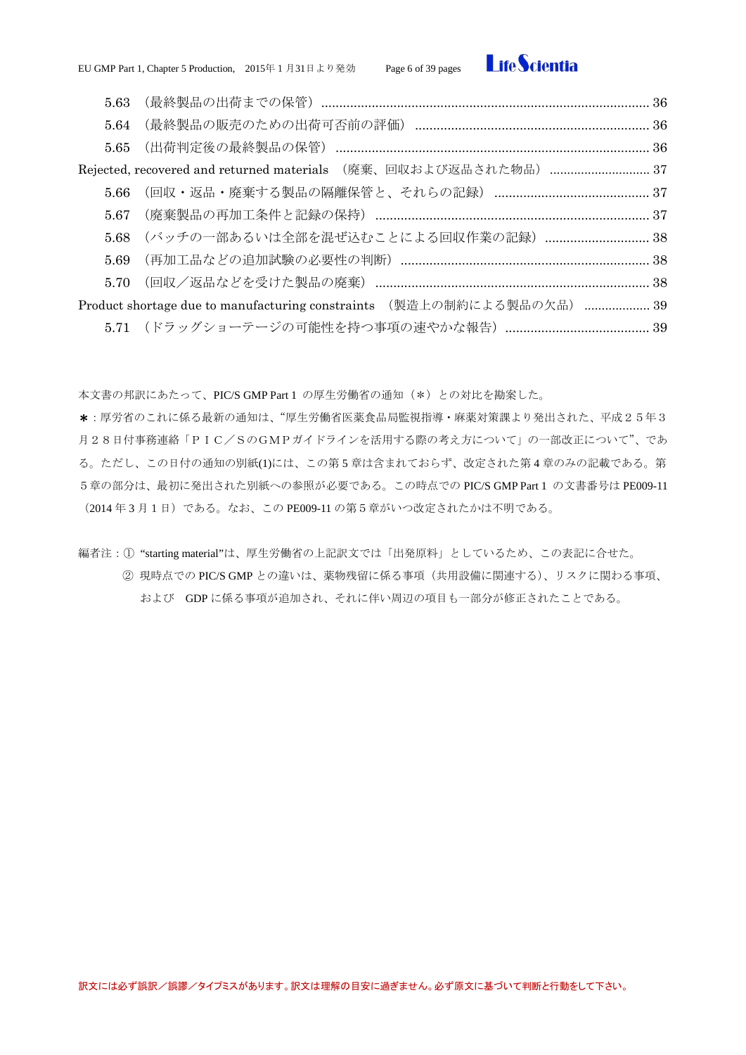5.63 （最終製品の出荷までの保管） ........................................................................................ 36

5.64 （最終製品の販売のための出荷可否前の評価） ............................................................... 36

5.65 （出荷判定後の最終製品の保管） ..................................................................................... 36

Rejected, recovered and returned materials （廃棄、回収および返品された物品） ............................ 37

5.66 （回収・返品・廃棄する製品の隔離保管と、それらの記録） .......................................... 37

5.67 （廃棄製品の再加工条件と記録の保持） .......................................................................... 37

5.68 （バッチの一部あるいは全部を混ぜ込むことによる回収作業の記録） ............................ 38

5.69 （再加工品などの追加試験の必要性の判断） .................................................................... 38

5.70 （回収／返品などを受けた製品の廃棄） ........................................................................... 38

Product shortage due to manufacturing constraints （製造上の制約による製品の欠品） .................. 39

5.71 （ドラッグショーテージの可能性を持つ事項の速やかな報告） ....................................... 39

本文書の邦訳にあたって、PIC/S GMP Part 1 の厚生労働省の通知（＊）との対比を勘案した。

＊：厚労省のこれに係る最新の通知は、"厚生労働省医薬食品局監視指導・麻薬対策課より発出された、平成２５年３月２８日付事務連絡「ＰＩＣ／ＳのＧＭＰガイドラインを活用する際の考え方について」の一部改正について"、である。ただし、この日付の通知の別紙(1)には、この第５章は含まれておらず、改定された第４章のみの記載である。第５章の部分は、最初に発出された別紙への参照が必要である。この時点での PIC/S GMP Part 1 の文書番号は PE009-11（2014 年 3 月 1 日）である。なお、この PE009-11 の第５章がいつ改定されたかは不明である。

編者注：① "starting material"は、厚生労働省の上記訳文では「出発原料」としているため、この表記に合せた。

② 現時点での PIC/S GMP との違いは、薬物残留に係る事項（共用設備に関連する）、リスクに関わる事項、および GDP に係る事項が追加され、それに伴い周辺の項目も一部分が修正されたことである。

訳文には必ず誤訳／誤謬／タイプミスがあります。訳文は理解の目安に過ぎません。必ず原文に基づいて判断と行動をして下さい。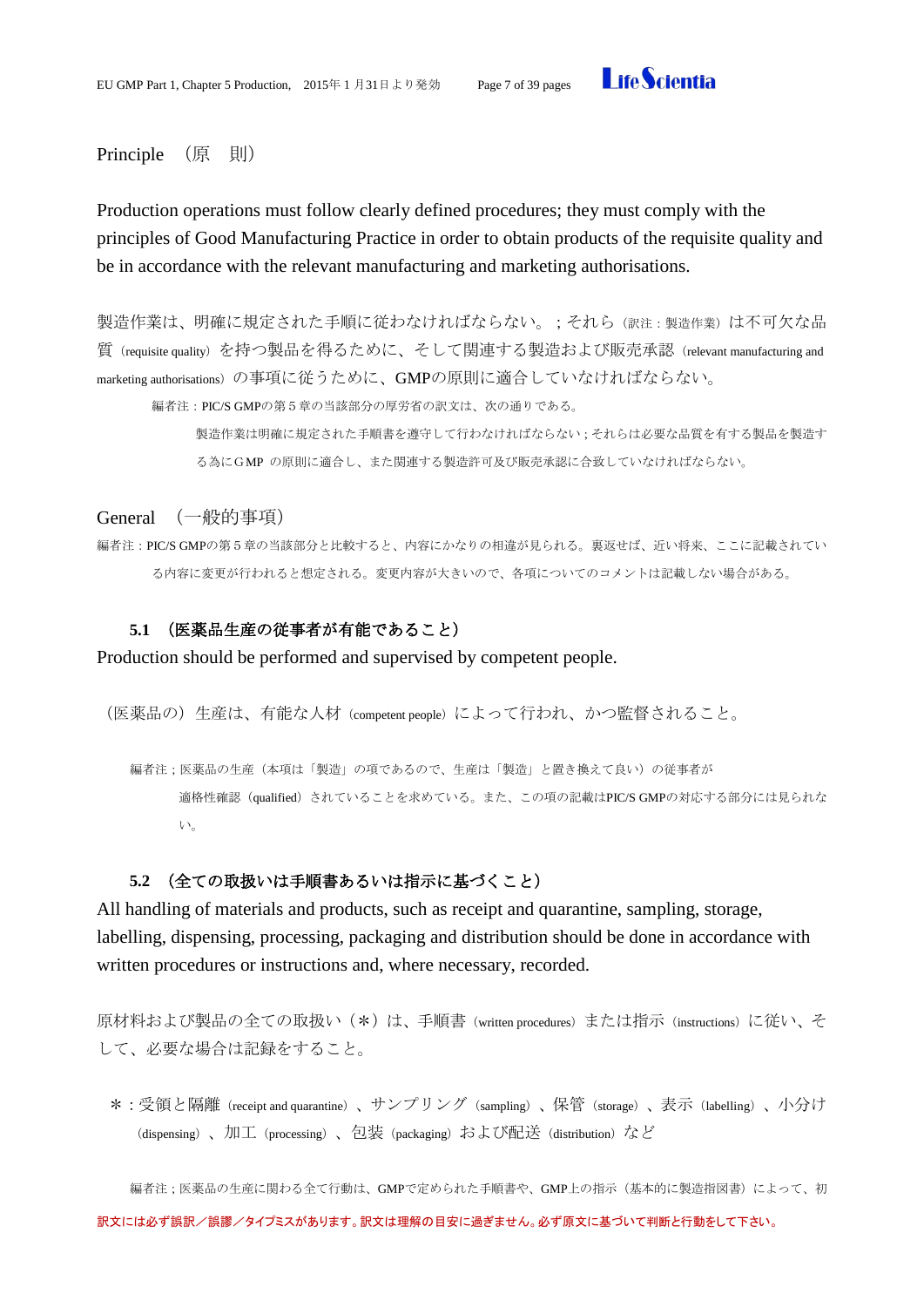## Principle （原　則）

Production operations must follow clearly defined procedures; they must comply with the principles of Good Manufacturing Practice in order to obtain products of the requisite quality and be in accordance with the relevant manufacturing and marketing authorisations.

製造作業は、明確に規定された手順に従わなければならない。；それら（訳注：製造作業）は不可欠な品質（requisite quality）を持つ製品を得るために、そして関連する製造および販売承認（relevant manufacturing and marketing authorisations）の事項に従うために、GMPの原則に適合していなければならない。

> 編者注：PIC/S GMPの第５章の当該部分の厚労省の訳文は、次の通りである。
>
> 製造作業は明確に規定された手順書を遵守して行わなければならない；それらは必要な品質を有する製品を製造する為にＧMP の原則に適合し、また関連する製造許可及び販売承認に合致していなければならない。

## General （一般的事項）

編者注：PIC/S GMPの第５章の当該部分と比較すると、内容にかなりの相違が見られる。裏返せば、近い将来、ここに記載されている内容に変更が行われると想定される。変更内容が大きいので、各項についてのコメントは記載しない場合がある。

### 5.1 （医薬品生産の従事者が有能であること）

Production should be performed and supervised by competent people.

（医薬品の）生産は、有能な人材（competent people）によって行われ、かつ監督されること。

> 編者注；医薬品の生産（本項は「製造」の項であるので、生産は「製造」と置き換えて良い）の従事者が適格性確認（qualified）されていることを求めている。また、この項の記載はPIC/S GMPの対応する部分には見られない。

### 5.2 （全ての取扱いは手順書あるいは指示に基づくこと）

All handling of materials and products, such as receipt and quarantine, sampling, storage, labelling, dispensing, processing, packaging and distribution should be done in accordance with written procedures or instructions and, where necessary, recorded.

原材料および製品の全ての取扱い（＊）は、手順書（written procedures）または指示（instructions）に従い、そして、必要な場合は記録をすること。

＊：受領と隔離（receipt and quarantine）、サンプリング（sampling）、保管（storage）、表示（labelling）、小分け（dispensing）、加工（processing）、包装（packaging）および配送（distribution）など

編者注；医薬品の生産に関わる全て行動は、GMPで定められた手順書や、GMP上の指示（基本的に製造指図書）によって、初

訳文には必ず誤訳／誤謬／タイプミスがあります。訳文は理解の目安に過ぎません。必ず原文に基づいて判断と行動をして下さい。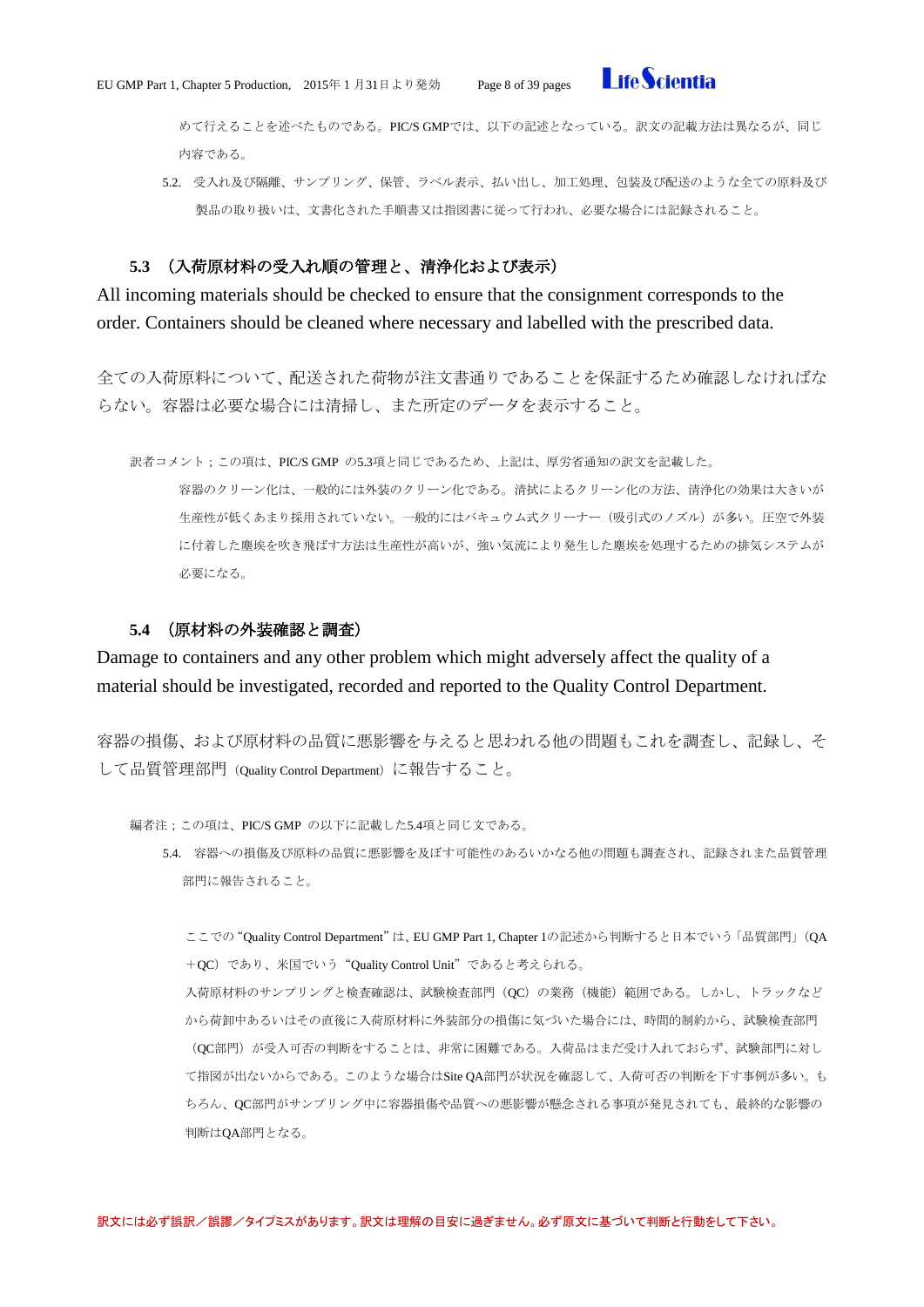めて行えることを述べたものである。PIC/S GMPでは、以下の記述となっている。訳文の記載方法は異なるが、同じ内容である。

5.2.　受入れ及び隔離、サンプリング、保管、ラベル表示、払い出し、加工処理、包装及び配送のような全ての原料及び製品の取り扱いは、文書化された手順書又は指図書に従って行われ、必要な場合には記録されること。

### 5.3　（入荷原材料の受入れ順の管理と、清浄化および表示）

All incoming materials should be checked to ensure that the consignment corresponds to the order. Containers should be cleaned where necessary and labelled with the prescribed data.

全ての入荷原料について、配送された荷物が注文書通りであることを保証するため確認しなければならない。容器は必要な場合には清掃し、また所定のデータを表示すること。

訳者コメント；この項は、PIC/S GMP　の5.3項と同じであるため、上記は、厚労省通知の訳文を記載した。

容器のクリーン化は、一般的には外装のクリーン化である。清拭によるクリーン化の方法、清浄化の効果は大きいが生産性が低くあまり採用されていない。一般的にはバキュウム式クリーナー（吸引式のノズル）が多い。圧空で外装に付着した塵埃を吹き飛ばす方法は生産性が高いが、強い気流により発生した塵埃を処理するための排気システムが必要になる。

### 5.4　（原材料の外装確認と調査）

Damage to containers and any other problem which might adversely affect the quality of a material should be investigated, recorded and reported to the Quality Control Department.

容器の損傷、および原材料の品質に悪影響を与えると思われる他の問題もこれを調査し、記録し、そして品質管理部門（Quality Control Department）に報告すること。

編者注；この項は、PIC/S GMP　の以下に記載した5.4項と同じ文である。

5.4.　容器への損傷及び原料の品質に悪影響を及ぼす可能性のあるいかなる他の問題も調査され、記録されまた品質管理部門に報告されること。

ここでの“Quality Control Department”は、EU GMP Part 1, Chapter 1の記述から判断すると日本でいう「品質部門」（QA＋QC）であり、米国でいう“Quality Control Unit”であると考えられる。

入荷原材料のサンプリングと検査確認は、試験検査部門（QC）の業務（機能）範囲である。しかし、トラックなどから荷卸中あるいはその直後に入荷原材料に外装部分の損傷に気づいた場合には、時間的制約から、試験検査部門（QC部門）が受入可否の判断をすることは、非常に困難である。入荷品はまだ受け入れておらず、試験部門に対して指図が出ないからである。このような場合はSite QA部門が状況を確認して、入荷可否の判断を下す事例が多い。もちろん、QC部門がサンプリング中に容器損傷や品質への悪影響が懸念される事項が発見されても、最終的な影響の判断はQA部門となる。

訳文には必ず誤訳／誤謬／タイプミスがあります。訳文は理解の目安に過ぎません。必ず原文に基づいて判断と行動をして下さい。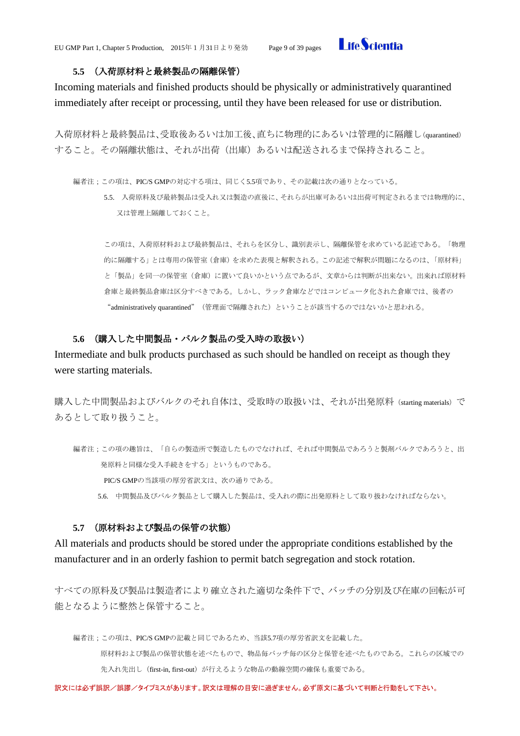### 5.5 （入荷原材料と最終製品の隔離保管）

Incoming materials and finished products should be physically or administratively quarantined immediately after receipt or processing, until they have been released for use or distribution.

入荷原材料と最終製品は､受取後あるいは加工後､直ちに物理的にあるいは管理的に隔離し(quarantined) すること。その隔離状態は、それが出荷（出庫）あるいは配送されるまで保持されること。

編者注；この項は、PIC/S GMPの対応する項は、同じく5.5項であり、その記載は次の通りとなっている。

> 5.5. 入荷原料及び最終製品は受入れ又は製造の直後に、それらが出庫可あるいは出荷可判定されるまでは物理的に、又は管理上隔離しておくこと。

> この項は、入荷原材料および最終製品は、それらを区分し、識別表示し、隔離保管を求めている記述である。「物理的に隔離する」とは専用の保管室（倉庫）を求めた表現と解釈される。この記述で解釈が問題になるのは、「原材料」と「製品」を同一の保管室（倉庫）に置いて良いかという点であるが、文章からは判断が出来ない。出来れば原材料倉庫と最終製品倉庫は区分すべきである。しかし、ラック倉庫などではコンピュータ化された倉庫では、後者の“administratively quarantined”（管理面で隔離された）ということが該当するのではないかと思われる。

### 5.6 （購入した中間製品・バルク製品の受入時の取扱い）

Intermediate and bulk products purchased as such should be handled on receipt as though they were starting materials.

購入した中間製品およびバルクのそれ自体は、受取時の取扱いは、それが出発原料（starting materials）であるとして取り扱うこと。

編者注；この項の趣旨は、「自らの製造所で製造したものでなければ、それば中間製品であろうと製剤バルクであろうと、出発原料と同様な受入手続きをする」というものである。

PIC/S GMPの当該項の厚労省訳文は、次の通りである。

> 5.6. 中間製品及びバルク製品として購入した製品は、受入れの際に出発原料として取り扱わなければならない。

### 5.7 （原材料および製品の保管の状態）

All materials and products should be stored under the appropriate conditions established by the manufacturer and in an orderly fashion to permit batch segregation and stock rotation.

すべての原料及び製品は製造者により確立された適切な条件下で、バッチの分別及び在庫の回転が可能となるように整然と保管すること。

編者注；この項は、PIC/S GMPの記載と同じであるため、当該5.7項の厚労省訳文を記載した。

原材料および製品の保管状態を述べたもので、物品毎バッチ毎の区分と保管を述べたものである。これらの区域での先入れ先出し（first-in, first-out）が行えるような物品の動線空間の確保も重要である。

訳文には必ず誤訳／誤謬／タイプミスがあります。訳文は理解の目安に過ぎません。必ず原文に基づいて判断と行動をして下さい。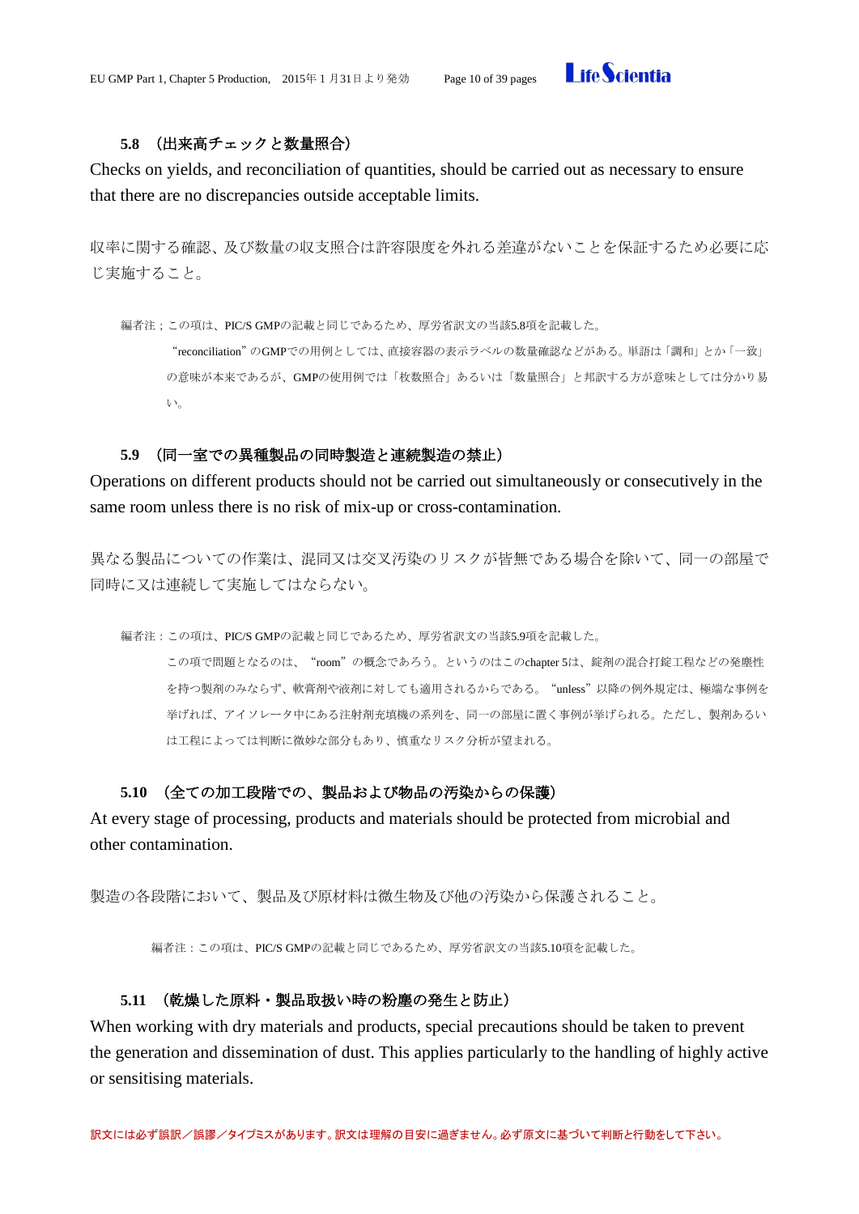### 5.8 （出来高チェックと数量照合）

Checks on yields, and reconciliation of quantities, should be carried out as necessary to ensure that there are no discrepancies outside acceptable limits.

収率に関する確認、及び数量の収支照合は許容限度を外れる差違がないことを保証するため必要に応じ実施すること。

編者注；この項は、PIC/S GMPの記載と同じであるため、厚労省訳文の当該5.8項を記載した。

"reconciliation"のGMPでの用例としては、直接容器の表示ラベルの数量確認などがある。単語は「調和」とか「一致」の意味が本来であるが、GMPの使用例では「枚数照合」あるいは「数量照合」と邦訳する方が意味としては分かり易い。

### 5.9 （同一室での異種製品の同時製造と連続製造の禁止）

Operations on different products should not be carried out simultaneously or consecutively in the same room unless there is no risk of mix-up or cross-contamination.

異なる製品についての作業は、混同又は交叉汚染のリスクが皆無である場合を除いて、同一の部屋で同時に又は連続して実施してはならない。

編者注：この項は、PIC/S GMPの記載と同じであるため、厚労省訳文の当該5.9項を記載した。

この項で問題となるのは、"room"の概念であろう。というのはこのchapter 5は、錠剤の混合打錠工程などの発塵性を持つ製剤のみならず、軟膏剤や液剤に対しても適用されるからである。"unless"以降の例外規定は、極端な事例を挙げれば、アイソレータ中にある注射剤充填機の系列を、同一の部屋に置く事例が挙げられる。ただし、製剤あるいは工程によっては判断に微妙な部分もあり、慎重なリスク分析が望まれる。

### 5.10 （全ての加工段階での、製品および物品の汚染からの保護）

At every stage of processing, products and materials should be protected from microbial and other contamination.

製造の各段階において、製品及び原材料は微生物及び他の汚染から保護されること。

編者注：この項は、PIC/S GMPの記載と同じであるため、厚労省訳文の当該5.10項を記載した。

### 5.11 （乾燥した原料・製品取扱い時の粉塵の発生と防止）

When working with dry materials and products, special precautions should be taken to prevent the generation and dissemination of dust. This applies particularly to the handling of highly active or sensitising materials.

訳文には必ず誤訳／誤謬／タイプミスがあります。訳文は理解の目安に過ぎません。必ず原文に基づいて判断と行動をして下さい。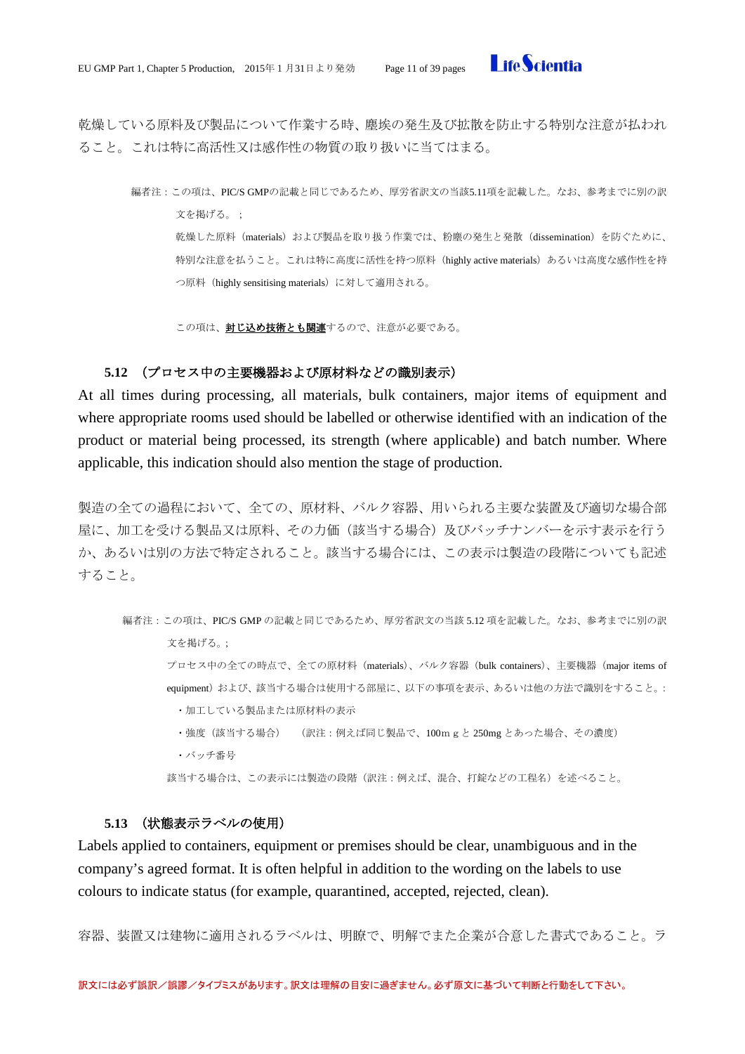乾燥している原料及び製品について作業する時、塵埃の発生及び拡散を防止する特別な注意が払われること。これは特に高活性又は感作性の物質の取り扱いに当てはまる。

> 編者注：この項は、PIC/S GMPの記載と同じであるため、厚労省訳文の当該5.11項を記載した。なお、参考までに別の訳文を掲げる。；
>
> 乾燥した原料（materials）および製品を取り扱う作業では、粉塵の発生と発散（dissemination）を防ぐために、特別な注意を払うこと。これは特に高度に活性を持つ原料（highly active materials）あるいは高度な感作性を持つ原料（highly sensitising materials）に対して適用される。
>
> この項は、**封じ込め技術とも関連**するので、注意が必要である。

### 5.12 （プロセス中の主要機器および原材料などの識別表示）

At all times during processing, all materials, bulk containers, major items of equipment and where appropriate rooms used should be labelled or otherwise identified with an indication of the product or material being processed, its strength (where applicable) and batch number. Where applicable, this indication should also mention the stage of production.

製造の全ての過程において、全ての、原材料、バルク容器、用いられる主要な装置及び適切な場合部屋に、加工を受ける製品又は原料、その力価（該当する場合）及びバッチナンバーを示す表示を行うか、あるいは別の方法で特定されること。該当する場合には、この表示は製造の段階についても記述すること。

> 編者注：この項は、PIC/S GMP の記載と同じであるため、厚労省訳文の当該 5.12 項を記載した。なお、参考までに別の訳文を掲げる。；
>
> プロセス中の全ての時点で、全ての原材料（materials）、バルク容器（bulk containers）、主要機器（major items of equipment）および、該当する場合は使用する部屋に、以下の事項を表示、あるいは他の方法で識別をすること。：
>
> - 加工している製品または原材料の表示
> - 強度（該当する場合）　（訳注：例えば同じ製品で、100mｇと 250mg とあった場合、その濃度）
> - バッチ番号
>
> 該当する場合は、この表示には製造の段階（訳注：例えば、混合、打錠などの工程名）を述べること。

### 5.13 （状態表示ラベルの使用）

Labels applied to containers, equipment or premises should be clear, unambiguous and in the company's agreed format. It is often helpful in addition to the wording on the labels to use colours to indicate status (for example, quarantined, accepted, rejected, clean).

容器、装置又は建物に適用されるラベルは、明瞭で、明解でまた企業が合意した書式であること。ラ

訳文には必ず誤訳／誤謬／タイプミスがあります。訳文は理解の目安に過ぎません。必ず原文に基づいて判断と行動をして下さい。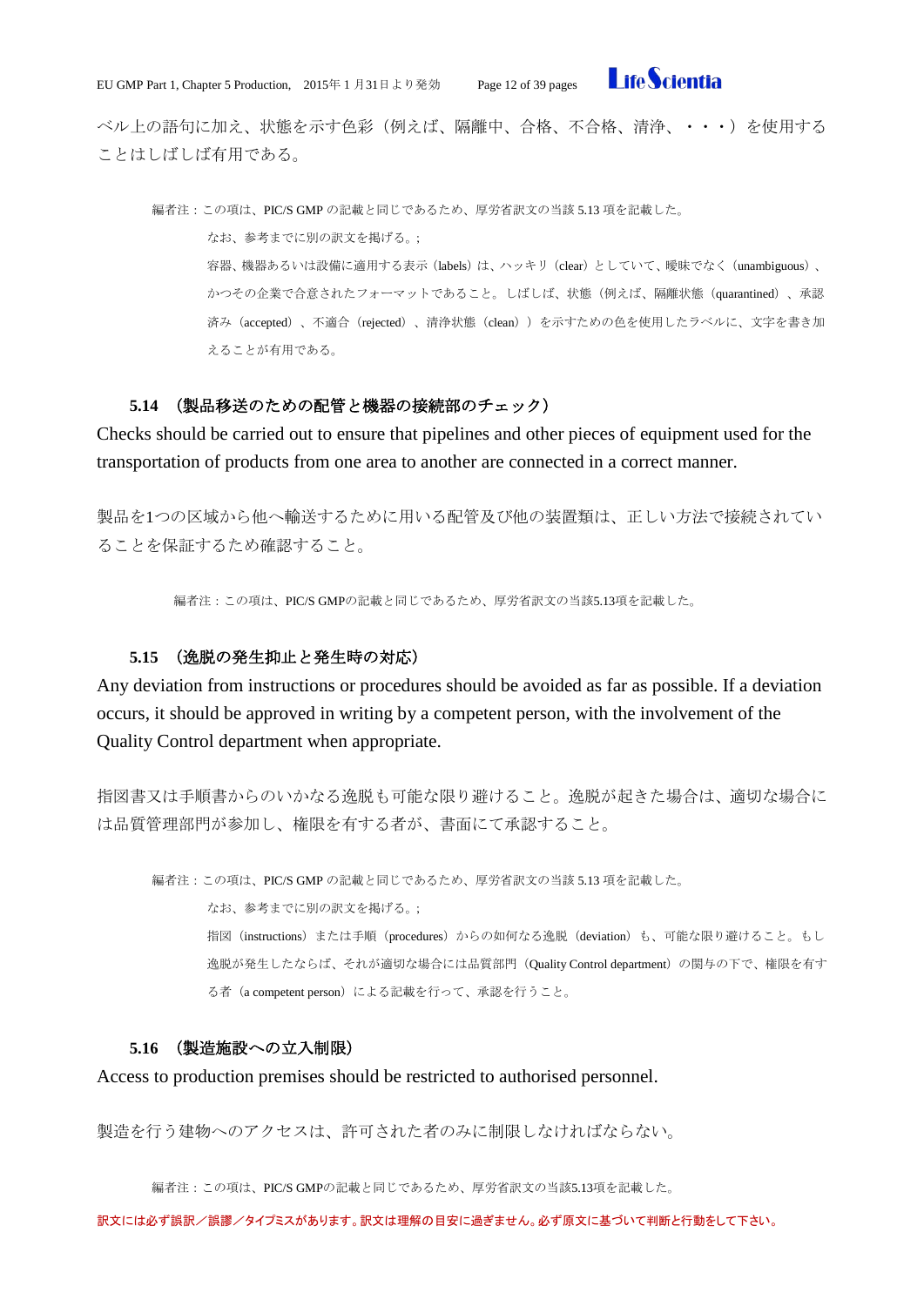ベル上の語句に加え、状態を示す色彩（例えば、隔離中、合格、不合格、清浄、・・・）を使用することはしばしば有用である。

編者注：この項は、PIC/S GMP の記載と同じであるため、厚労省訳文の当該 5.13 項を記載した。

なお、参考までに別の訳文を掲げる。;

容器、機器あるいは設備に適用する表示（labels）は、ハッキリ（clear）としていて、曖昧でなく（unambiguous）、かつその企業で合意されたフォーマットであること。しばしば、状態（例えば、隔離状態（quarantined）、承認済み（accepted）、不適合（rejected）、清浄状態（clean））を示すための色を使用したラベルに、文字を書き加えることが有用である。

### 5.14 （製品移送のための配管と機器の接続部のチェック）

Checks should be carried out to ensure that pipelines and other pieces of equipment used for the transportation of products from one area to another are connected in a correct manner.

製品を1つの区域から他へ輸送するために用いる配管及び他の装置類は、正しい方法で接続されていることを保証するため確認すること。

編者注：この項は、PIC/S GMPの記載と同じであるため、厚労省訳文の当該5.13項を記載した。

### 5.15 （逸脱の発生抑止と発生時の対応）

Any deviation from instructions or procedures should be avoided as far as possible. If a deviation occurs, it should be approved in writing by a competent person, with the involvement of the Quality Control department when appropriate.

指図書又は手順書からのいかなる逸脱も可能な限り避けること。逸脱が起きた場合は、適切な場合には品質管理部門が参加し、権限を有する者が、書面にて承認すること。

編者注：この項は、PIC/S GMP の記載と同じであるため、厚労省訳文の当該 5.13 項を記載した。

なお、参考までに別の訳文を掲げる。;

指図（instructions）または手順（procedures）からの如何なる逸脱（deviation）も、可能な限り避けること。もし逸脱が発生したならば、それが適切な場合には品質部門（Quality Control department）の関与の下で、権限を有する者（a competent person）による記載を行って、承認を行うこと。

### 5.16 （製造施設への立入制限）

Access to production premises should be restricted to authorised personnel.

製造を行う建物へのアクセスは、許可された者のみに制限しなければならない。

編者注：この項は、PIC/S GMPの記載と同じであるため、厚労省訳文の当該5.13項を記載した。

訳文には必ず誤訳／誤謬／タイプミスがあります。訳文は理解の目安に過ぎません。必ず原文に基づいて判断と行動をして下さい。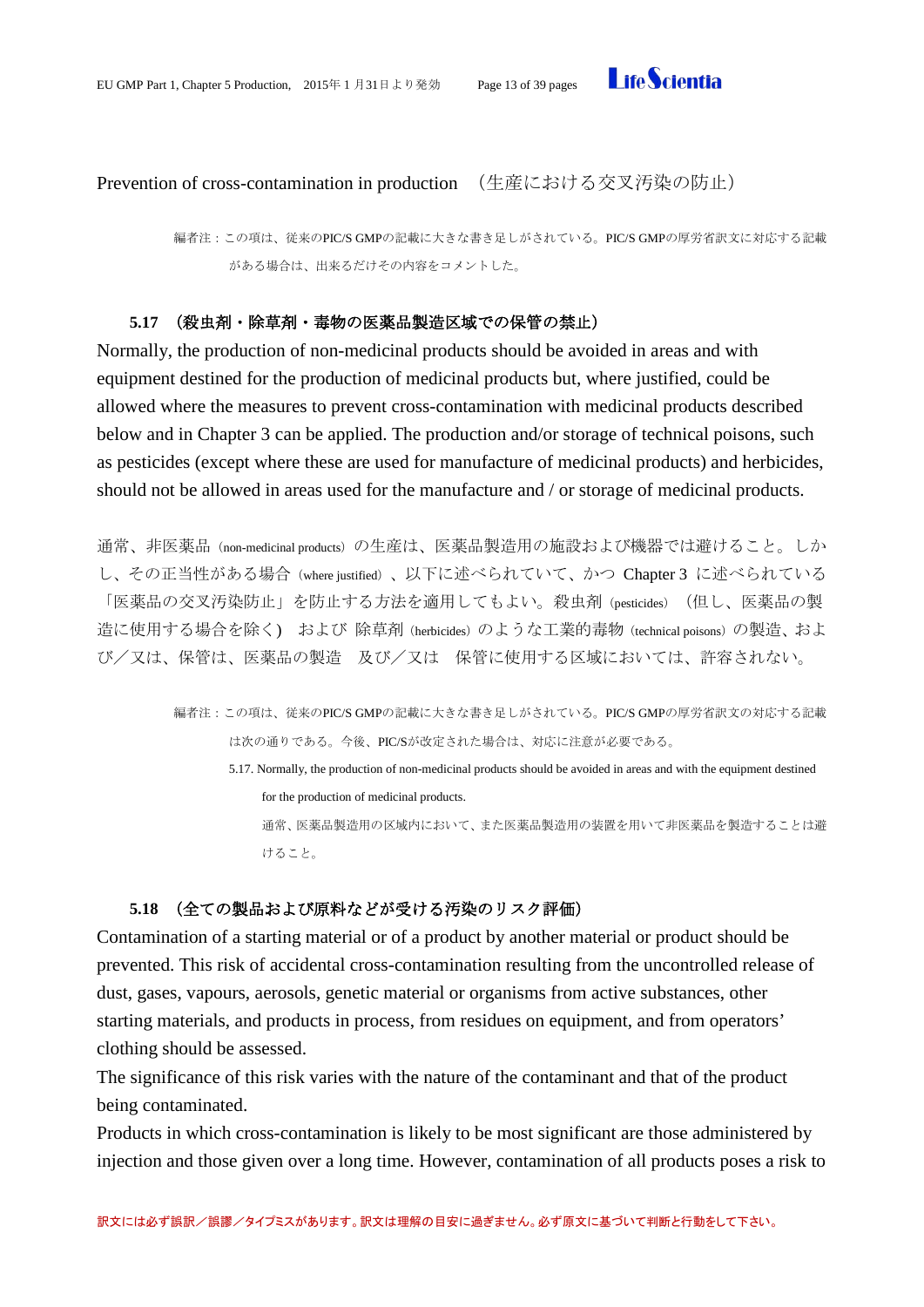## Prevention of cross-contamination in production　（生産における交叉汚染の防止）

> 編者注：この項は、従来のPIC/S GMPの記載に大きな書き足しがされている。PIC/S GMPの厚労省訳文に対応する記載がある場合は、出来るだけその内容をコメントした。

### 5.17　（殺虫剤・除草剤・毒物の医薬品製造区域での保管の禁止）

Normally, the production of non-medicinal products should be avoided in areas and with equipment destined for the production of medicinal products but, where justified, could be allowed where the measures to prevent cross-contamination with medicinal products described below and in Chapter 3 can be applied. The production and/or storage of technical poisons, such as pesticides (except where these are used for manufacture of medicinal products) and herbicides, should not be allowed in areas used for the manufacture and / or storage of medicinal products.

通常、非医薬品（non-medicinal products）の生産は、医薬品製造用の施設および機器では避けること。しかし、その正当性がある場合（where justified）、以下に述べられていて、かつ Chapter 3 に述べられている「医薬品の交叉汚染防止」を防止する方法を適用してもよい。殺虫剤（pesticides）（但し、医薬品の製造に使用する場合を除く） および 除草剤（herbicides）のような工業的毒物（technical poisons）の製造、および／又は、保管は、医薬品の製造　及び／又は　保管に使用する区域においては、許容されない。

> 編者注：この項は、従来のPIC/S GMPの記載に大きな書き足しがされている。PIC/S GMPの厚労省訳文の対応する記載は次の通りである。今後、PIC/Sが改定された場合は、対応に注意が必要である。
>
> 5.17. Normally, the production of non-medicinal products should be avoided in areas and with the equipment destined for the production of medicinal products.
>
> 通常、医薬品製造用の区域内において、また医薬品製造用の装置を用いて非医薬品を製造することは避けること。

### 5.18　（全ての製品および原料などが受ける汚染のリスク評価）

Contamination of a starting material or of a product by another material or product should be prevented. This risk of accidental cross-contamination resulting from the uncontrolled release of dust, gases, vapours, aerosols, genetic material or organisms from active substances, other starting materials, and products in process, from residues on equipment, and from operators' clothing should be assessed.

The significance of this risk varies with the nature of the contaminant and that of the product being contaminated.

Products in which cross-contamination is likely to be most significant are those administered by injection and those given over a long time. However, contamination of all products poses a risk to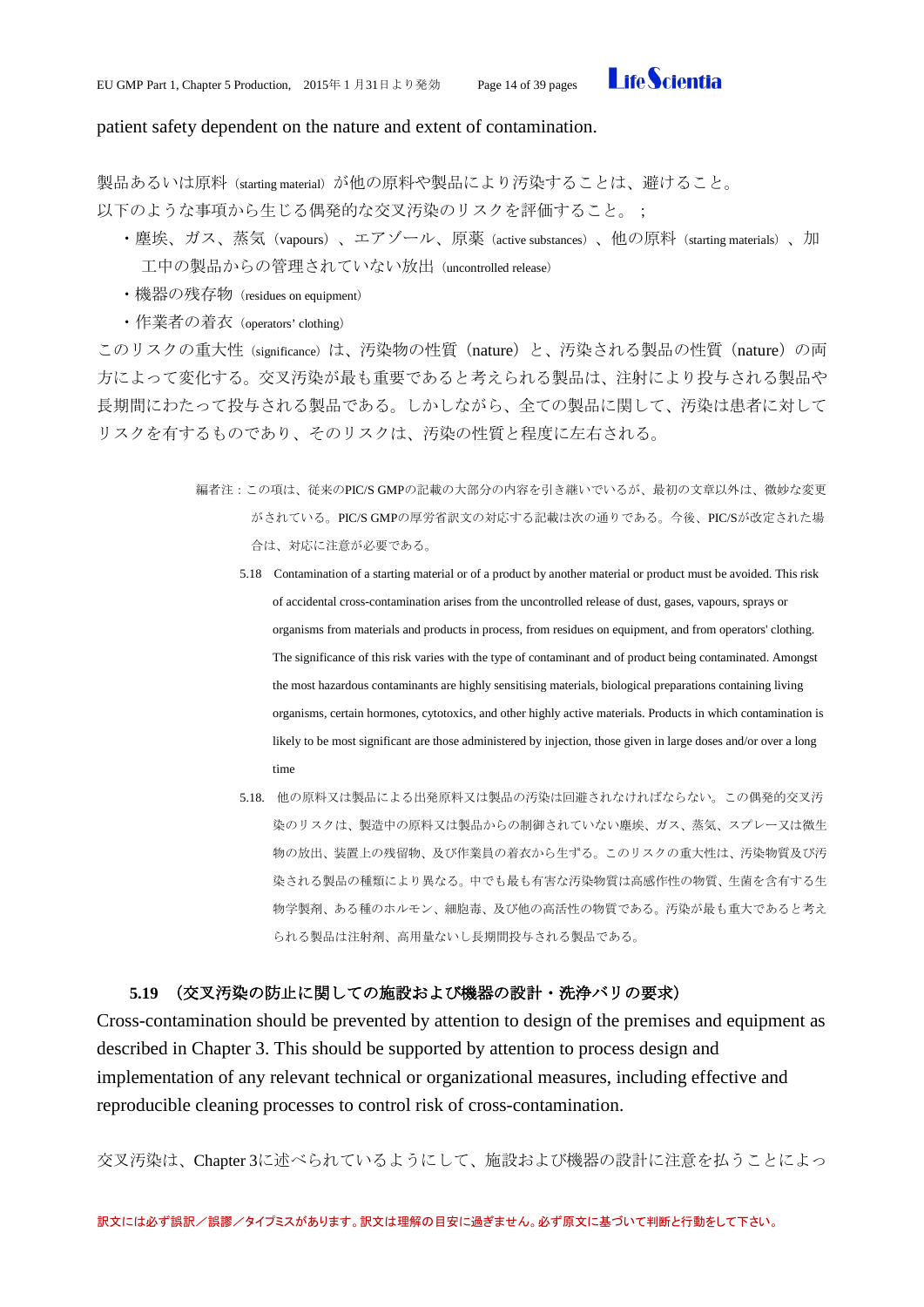patient safety dependent on the nature and extent of contamination.

製品あるいは原料（starting material）が他の原料や製品により汚染することは、避けること。
以下のような事項から生じる偶発的な交叉汚染のリスクを評価すること。；

- 塵埃、ガス、蒸気（vapours）、エアゾール、原薬（active substances）、他の原料（starting materials）、加工中の製品からの管理されていない放出（uncontrolled release）
- 機器の残存物（residues on equipment）
- 作業者の着衣（operators' clothing）

このリスクの重大性（significance）は、汚染物の性質（nature）と、汚染される製品の性質（nature）の両方によって変化する。交叉汚染が最も重要であると考えられる製品は、注射により投与される製品や長期間にわたって投与される製品である。しかしながら、全ての製品に関して、汚染は患者に対してリスクを有するものであり、そのリスクは、汚染の性質と程度に左右される。

編者注：この項は、従来のPIC/S GMPの記載の大部分の内容を引き継いでいるが、最初の文章以外は、微妙な変更がされている。PIC/S GMPの厚労省訳文の対応する記載は次の通りである。今後、PIC/Sが改定された場合は、対応に注意が必要である。

5.18 Contamination of a starting material or of a product by another material or product must be avoided. This risk of accidental cross-contamination arises from the uncontrolled release of dust, gases, vapours, sprays or organisms from materials and products in process, from residues on equipment, and from operators' clothing. The significance of this risk varies with the type of contaminant and of product being contaminated. Amongst the most hazardous contaminants are highly sensitising materials, biological preparations containing living organisms, certain hormones, cytotoxics, and other highly active materials. Products in which contamination is likely to be most significant are those administered by injection, those given in large doses and/or over a long time

5.18. 他の原料又は製品による出発原料又は製品の汚染は回避されなければならない。この偶発的交叉汚染のリスクは、製造中の原料又は製品からの制御されていない塵埃、ガス、蒸気、スプレー又は微生物の放出、装置上の残留物、及び作業員の着衣から生ずる。このリスクの重大性は、汚染物質及び汚染される製品の種類により異なる。中でも最も有害な汚染物質は高感作性の物質、生菌を含有する生物学製剤、ある種のホルモン、細胞毒、及び他の高活性の物質である。汚染が最も重大であると考えられる製品は注射剤、高用量ないし長期間投与される製品である。

### 5.19 （交叉汚染の防止に関しての施設および機器の設計・洗浄バリの要求）

Cross-contamination should be prevented by attention to design of the premises and equipment as described in Chapter 3. This should be supported by attention to process design and implementation of any relevant technical or organizational measures, including effective and reproducible cleaning processes to control risk of cross-contamination.

交叉汚染は、Chapter 3に述べられているようにして、施設および機器の設計に注意を払うことによっ

訳文には必ず誤訳／誤謬／タイプミスがあります。訳文は理解の目安に過ぎません。必ず原文に基づいて判断と行動をして下さい。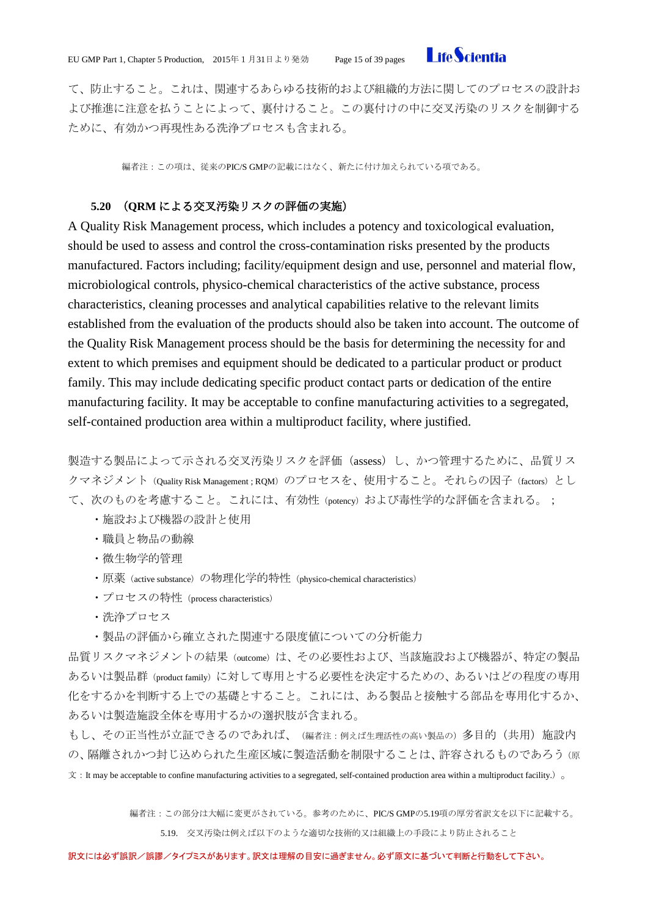て、防止すること。これは、関連するあらゆる技術的および組織的方法に関してのプロセスの設計および推進に注意を払うことによって、裏付けること。この裏付けの中に交叉汚染のリスクを制御するために、有効かつ再現性ある洗浄プロセスも含まれる。

編者注：この項は、従来のPIC/S GMPの記載にはなく、新たに付け加えられている項である。

### 5.20 （QRM による交叉汚染リスクの評価の実施）

A Quality Risk Management process, which includes a potency and toxicological evaluation, should be used to assess and control the cross-contamination risks presented by the products manufactured. Factors including; facility/equipment design and use, personnel and material flow, microbiological controls, physico-chemical characteristics of the active substance, process characteristics, cleaning processes and analytical capabilities relative to the relevant limits established from the evaluation of the products should also be taken into account. The outcome of the Quality Risk Management process should be the basis for determining the necessity for and extent to which premises and equipment should be dedicated to a particular product or product family. This may include dedicating specific product contact parts or dedication of the entire manufacturing facility. It may be acceptable to confine manufacturing activities to a segregated, self-contained production area within a multiproduct facility, where justified.

製造する製品によって示される交叉汚染リスクを評価（assess）し、かつ管理するために、品質リスクマネジメント（Quality Risk Management ; RQM）のプロセスを、使用すること。それらの因子（factors）として、次のものを考慮すること。これには、有効性（potency）および毒性学的な評価を含まれる。；

- 施設および機器の設計と使用
- 職員と物品の動線
- 微生物学的管理
- 原薬（active substance）の物理化学的特性（physico-chemical characteristics）
- プロセスの特性（process characteristics）
- 洗浄プロセス
- 製品の評価から確立された関連する限度値についての分析能力

品質リスクマネジメントの結果（outcome）は、その必要性および、当該施設および機器が、特定の製品あるいは製品群（product family）に対して専用とする必要性を決定するための、あるいはどの程度の専用化をするかを判断する上での基礎とすること。これには、ある製品と接触する部品を専用化するか、あるいは製造施設全体を専用するかの選択肢が含まれる。

もし、その正当性が立証できるのであれば、（編者注：例えば生理活性の高い製品の）多目的（共用）施設内の、隔離されかつ封じ込められた生産区域に製造活動を制限することは、許容されるものであろう（原文：It may be acceptable to confine manufacturing activities to a segregated, self-contained production area within a multiproduct facility.）。

編者注：この部分は大幅に変更がされている。参考のために、PIC/S GMPの5.19項の厚労省訳文を以下に記載する。

5.19. 交叉汚染は例えば以下のような適切な技術的又は組織上の手段により防止されること

訳文には必ず誤訳／誤謬／タイプミスがあります。訳文は理解の目安に過ぎません。必ず原文に基づいて判断と行動をして下さい。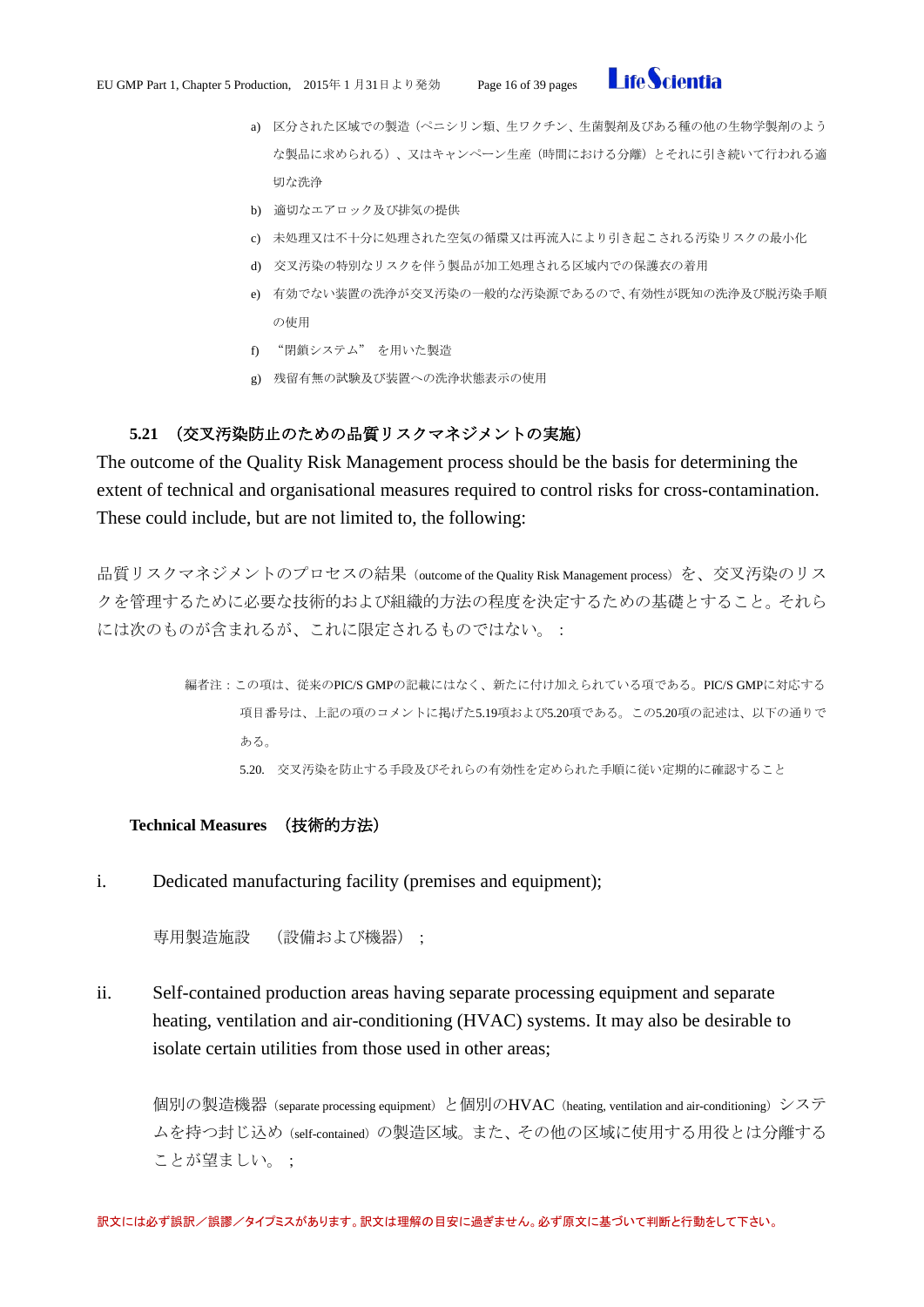a) 区分された区域での製造（ペニシリン類、生ワクチン、生菌製剤及びある種の他の生物学製剤のような製品に求められる）、又はキャンペーン生産（時間における分離）とそれに引き続いて行われる適切な洗浄

b) 適切なエアロック及び排気の提供

c) 未処理又は不十分に処理された空気の循環又は再流入により引き起こされる汚染リスクの最小化

d) 交叉汚染の特別なリスクを伴う製品が加工処理される区域内での保護衣の着用

e) 有効でない装置の洗浄が交叉汚染の一般的な汚染源であるので、有効性が既知の洗浄及び脱汚染手順の使用

f) "閉鎖システム" を用いた製造

g) 残留有無の試験及び装置への洗浄状態表示の使用

**5.21 （交叉汚染防止のための品質リスクマネジメントの実施）**

The outcome of the Quality Risk Management process should be the basis for determining the extent of technical and organisational measures required to control risks for cross-contamination. These could include, but are not limited to, the following:

品質リスクマネジメントのプロセスの結果（outcome of the Quality Risk Management process）を、交叉汚染のリスクを管理するために必要な技術的および組織的方法の程度を決定するための基礎とすること。それらには次のものが含まれるが、これに限定されるものではない。：

> 編者注：この項は、従来のPIC/S GMPの記載にはなく、新たに付け加えられている項である。PIC/S GMPに対応する項目番号は、上記の項のコメントに掲げた5.19項および5.20項である。この5.20項の記述は、以下の通りである。
>
> 5.20. 交叉汚染を防止する手段及びそれらの有効性を定められた手順に従い定期的に確認すること

**Technical Measures （技術的方法）**

i. Dedicated manufacturing facility (premises and equipment);

専用製造施設 （設備および機器）；

ii. Self-contained production areas having separate processing equipment and separate heating, ventilation and air-conditioning (HVAC) systems. It may also be desirable to isolate certain utilities from those used in other areas;

個別の製造機器（separate processing equipment）と個別のHVAC（heating, ventilation and air-conditioning）システムを持つ封じ込め（self-contained）の製造区域。また、その他の区域に使用する用役とは分離することが望ましい。；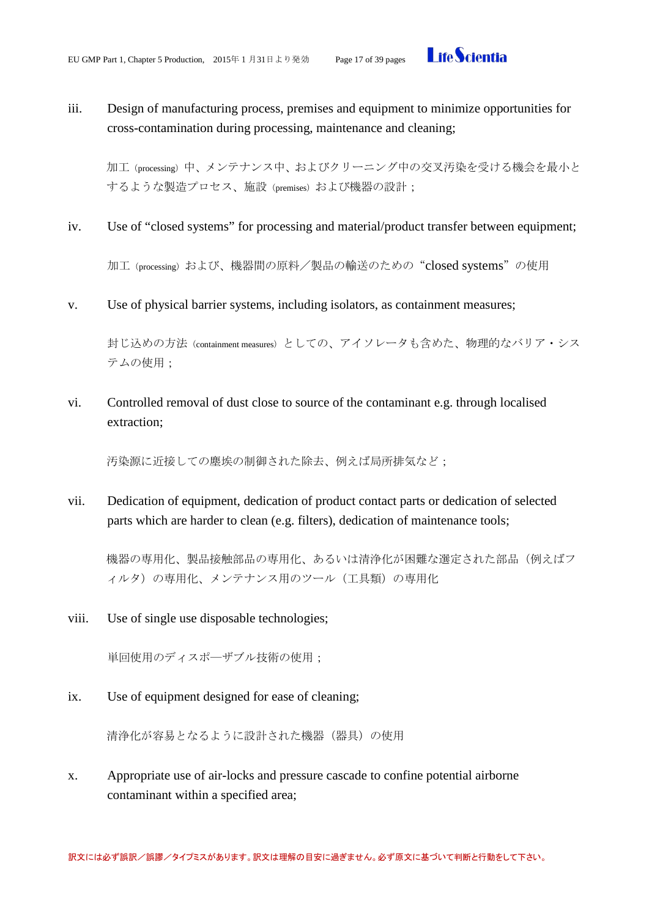iii. Design of manufacturing process, premises and equipment to minimize opportunities for cross-contamination during processing, maintenance and cleaning;

加工（processing）中、メンテナンス中、およびクリーニング中の交叉汚染を受ける機会を最小とするような製造プロセス、施設（premises）および機器の設計；

iv. Use of “closed systems” for processing and material/product transfer between equipment;

加工（processing）および、機器間の原料／製品の輸送のための“closed systems”の使用

v. Use of physical barrier systems, including isolators, as containment measures;

封じ込めの方法（containment measures）としての、アイソレータも含めた、物理的なバリア・システムの使用；

vi. Controlled removal of dust close to source of the contaminant e.g. through localised extraction;

汚染源に近接しての塵埃の制御された除去、例えば局所排気など；

vii. Dedication of equipment, dedication of product contact parts or dedication of selected parts which are harder to clean (e.g. filters), dedication of maintenance tools;

機器の専用化、製品接触部品の専用化、あるいは清浄化が困難な選定された部品（例えばフィルタ）の専用化、メンテナンス用のツール（工具類）の専用化

viii. Use of single use disposable technologies;

単回使用のディスポーザブル技術の使用；

ix. Use of equipment designed for ease of cleaning;

清浄化が容易となるように設計された機器（器具）の使用

x. Appropriate use of air-locks and pressure cascade to confine potential airborne contaminant within a specified area;

訳文には必ず誤訳／誤謬／タイプミスがあります。訳文は理解の目安に過ぎません。必ず原文に基づいて判断と行動をして下さい。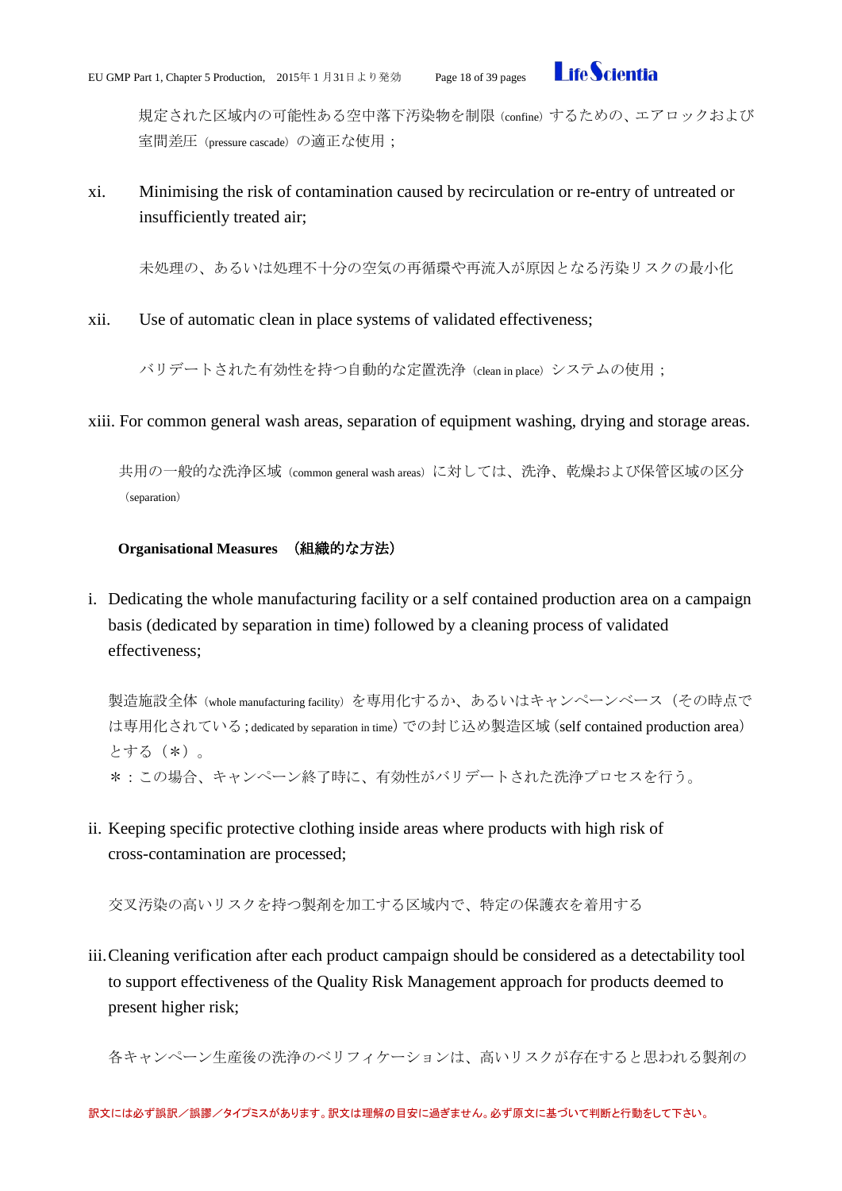規定された区域内の可能性ある空中落下汚染物を制限（confine）するための、エアロックおよび室間差圧（pressure cascade）の適正な使用；

xi. Minimising the risk of contamination caused by recirculation or re-entry of untreated or insufficiently treated air;

未処理の、あるいは処理不十分の空気の再循環や再流入が原因となる汚染リスクの最小化

xii. Use of automatic clean in place systems of validated effectiveness;

バリデートされた有効性を持つ自動的な定置洗浄（clean in place）システムの使用；

xiii. For common general wash areas, separation of equipment washing, drying and storage areas.

共用の一般的な洗浄区域（common general wash areas）に対しては、洗浄、乾燥および保管区域の区分（separation）

**Organisational Measures （組織的な方法）**

i. Dedicating the whole manufacturing facility or a self contained production area on a campaign basis (dedicated by separation in time) followed by a cleaning process of validated effectiveness;

製造施設全体（whole manufacturing facility）を専用化するか、あるいはキャンペーンベース（その時点では専用化されている；dedicated by separation in time）での封じ込め製造区域（self contained production area）とする（＊）。
＊：この場合、キャンペーン終了時に、有効性がバリデートされた洗浄プロセスを行う。

ii. Keeping specific protective clothing inside areas where products with high risk of cross-contamination are processed;

交叉汚染の高いリスクを持つ製剤を加工する区域内で、特定の保護衣を着用する

iii. Cleaning verification after each product campaign should be considered as a detectability tool to support effectiveness of the Quality Risk Management approach for products deemed to present higher risk;

各キャンペーン生産後の洗浄のベリフィケーションは、高いリスクが存在すると思われる製剤の

訳文には必ず誤訳／誤謬／タイプミスがあります。訳文は理解の目安に過ぎません。必ず原文に基づいて判断と行動をして下さい。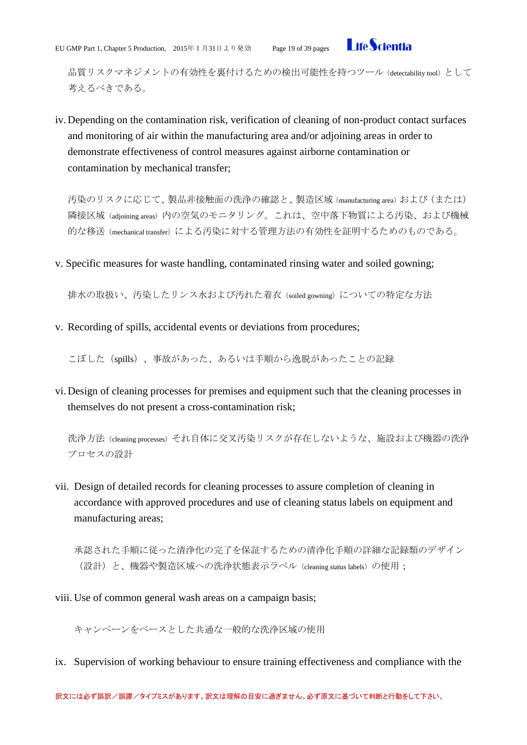品質リスクマネジメントの有効性を裏付けるための検出可能性を持つツール（detectability tool）として考えるべきである。

iv. Depending on the contamination risk, verification of cleaning of non-product contact surfaces and monitoring of air within the manufacturing area and/or adjoining areas in order to demonstrate effectiveness of control measures against airborne contamination or contamination by mechanical transfer;

汚染のリスクに応じて、製品非接触面の洗浄の確認と、製造区域（manufacturing area）および（または）隣接区域（adjoining areas）内の空気のモニタリング。これは、空中落下物質による汚染、および機械的な移送（mechanical transfer）による汚染に対する管理方法の有効性を証明するためのものである。

v. Specific measures for waste handling, contaminated rinsing water and soiled gowning;

排水の取扱い、汚染したリンス水および汚れた着衣（soiled gowning）についての特定な方法

v. Recording of spills, accidental events or deviations from procedures;

こぼした（spills）、事故があった、あるいは手順から逸脱があったことの記録

vi. Design of cleaning processes for premises and equipment such that the cleaning processes in themselves do not present a cross-contamination risk;

洗浄方法（cleaning processes）それ自体に交叉汚染リスクが存在しないような、施設および機器の洗浄プロセスの設計

vii. Design of detailed records for cleaning processes to assure completion of cleaning in accordance with approved procedures and use of cleaning status labels on equipment and manufacturing areas;

承認された手順に従った清浄化の完了を保証するための清浄化手順の詳細な記録類のデザイン（設計）と、機器や製造区域への洗浄状態表示ラベル（cleaning status labels）の使用；

viii. Use of common general wash areas on a campaign basis;

キャンペーンをベースとした共通な一般的な洗浄区域の使用

ix. Supervision of working behaviour to ensure training effectiveness and compliance with the

訳文には必ず誤訳／誤謬／タイプミスがあります。訳文は理解の目安に過ぎません。必ず原文に基づいて判断と行動をして下さい。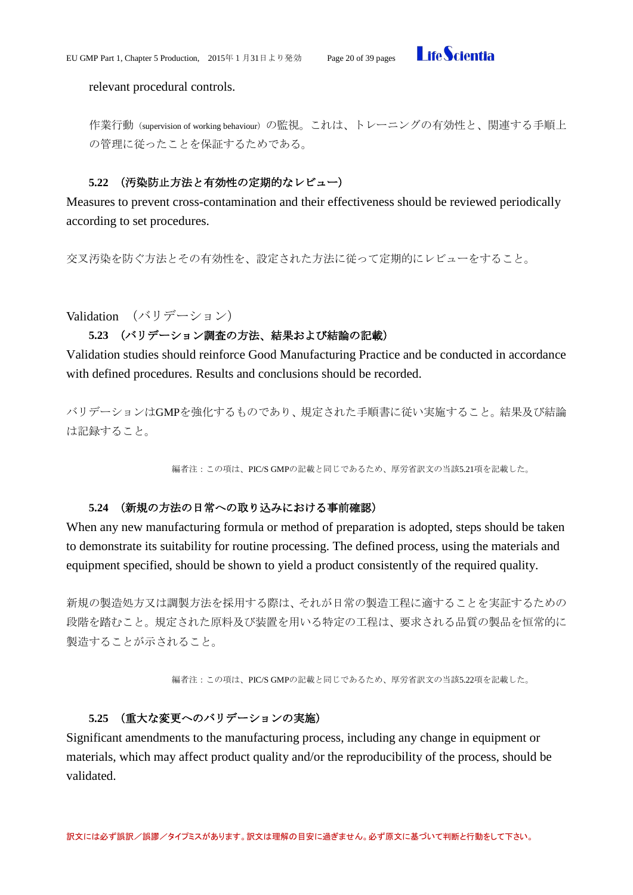relevant procedural controls.

作業行動（supervision of working behaviour）の監視。これは、トレーニングの有効性と、関連する手順上の管理に従ったことを保証するためである。

**5.22 （汚染防止方法と有効性の定期的なレビュー）**

Measures to prevent cross-contamination and their effectiveness should be reviewed periodically according to set procedures.

交叉汚染を防ぐ方法とその有効性を、設定された方法に従って定期的にレビューをすること。

## Validation （バリデーション）

**5.23 （バリデーション調査の方法、結果および結論の記載）**

Validation studies should reinforce Good Manufacturing Practice and be conducted in accordance with defined procedures. Results and conclusions should be recorded.

バリデーションはGMPを強化するものであり、規定された手順書に従い実施すること。結果及び結論は記録すること。

編者注：この項は、PIC/S GMPの記載と同じであるため、厚労省訳文の当該5.21項を記載した。

**5.24 （新規の方法の日常への取り込みにおける事前確認）**

When any new manufacturing formula or method of preparation is adopted, steps should be taken to demonstrate its suitability for routine processing. The defined process, using the materials and equipment specified, should be shown to yield a product consistently of the required quality.

新規の製造処方又は調製方法を採用する際は、それが日常の製造工程に適することを実証するための段階を踏むこと。規定された原料及び装置を用いる特定の工程は、要求される品質の製品を恒常的に製造することが示されること。

編者注：この項は、PIC/S GMPの記載と同じであるため、厚労省訳文の当該5.22項を記載した。

**5.25 （重大な変更へのバリデーションの実施）**

Significant amendments to the manufacturing process, including any change in equipment or materials, which may affect product quality and/or the reproducibility of the process, should be validated.

訳文には必ず誤訳／誤謬／タイプミスがあります。訳文は理解の目安に過ぎません。必ず原文に基づいて判断と行動をして下さい。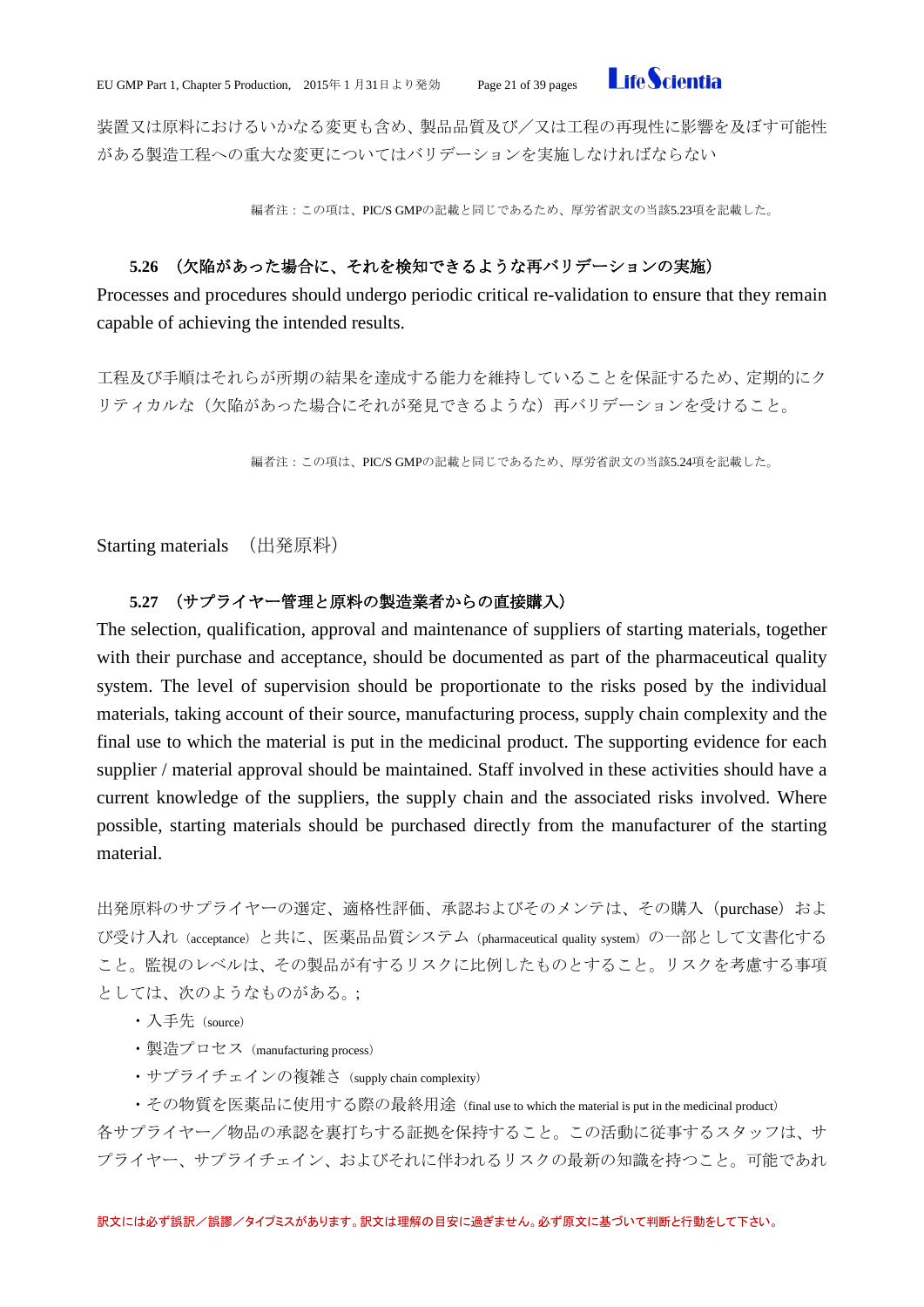装置又は原料におけるいかなる変更も含め、製品品質及び／又は工程の再現性に影響を及ぼす可能性がある製造工程への重大な変更についてはバリデーションを実施しなければならない

編者注：この項は、PIC/S GMPの記載と同じであるため、厚労省訳文の当該5.23項を記載した。

**5.26 （欠陥があった場合に、それを検知できるような再バリデーションの実施）**

Processes and procedures should undergo periodic critical re-validation to ensure that they remain capable of achieving the intended results.

工程及び手順はそれらが所期の結果を達成する能力を維持していることを保証するため、定期的にクリティカルな（欠陥があった場合にそれが発見できるような）再バリデーションを受けること。

編者注：この項は、PIC/S GMPの記載と同じであるため、厚労省訳文の当該5.24項を記載した。

## Starting materials　（出発原料）

**5.27 （サプライヤー管理と原料の製造業者からの直接購入）**

The selection, qualification, approval and maintenance of suppliers of starting materials, together with their purchase and acceptance, should be documented as part of the pharmaceutical quality system. The level of supervision should be proportionate to the risks posed by the individual materials, taking account of their source, manufacturing process, supply chain complexity and the final use to which the material is put in the medicinal product. The supporting evidence for each supplier / material approval should be maintained. Staff involved in these activities should have a current knowledge of the suppliers, the supply chain and the associated risks involved. Where possible, starting materials should be purchased directly from the manufacturer of the starting material.

出発原料のサプライヤーの選定、適格性評価、承認およびそのメンテは、その購入（purchase）および受け入れ（acceptance）と共に、医薬品品質システム（pharmaceutical quality system）の一部として文書化すること。監視のレベルは、その製品が有するリスクに比例したものとすること。リスクを考慮する事項としては、次のようなものがある。;

- 入手先（source）
- 製造プロセス（manufacturing process）
- サプライチェインの複雑さ（supply chain complexity）
- その物質を医薬品に使用する際の最終用途（final use to which the material is put in the medicinal product）

各サプライヤー／物品の承認を裏打ちする証拠を保持すること。この活動に従事するスタッフは、サプライヤー、サプライチェイン、およびそれに伴われるリスクの最新の知識を持つこと。可能であれ

訳文には必ず誤訳／誤謬／タイプミスがあります。訳文は理解の目安に過ぎません。必ず原文に基づいて判断と行動をして下さい。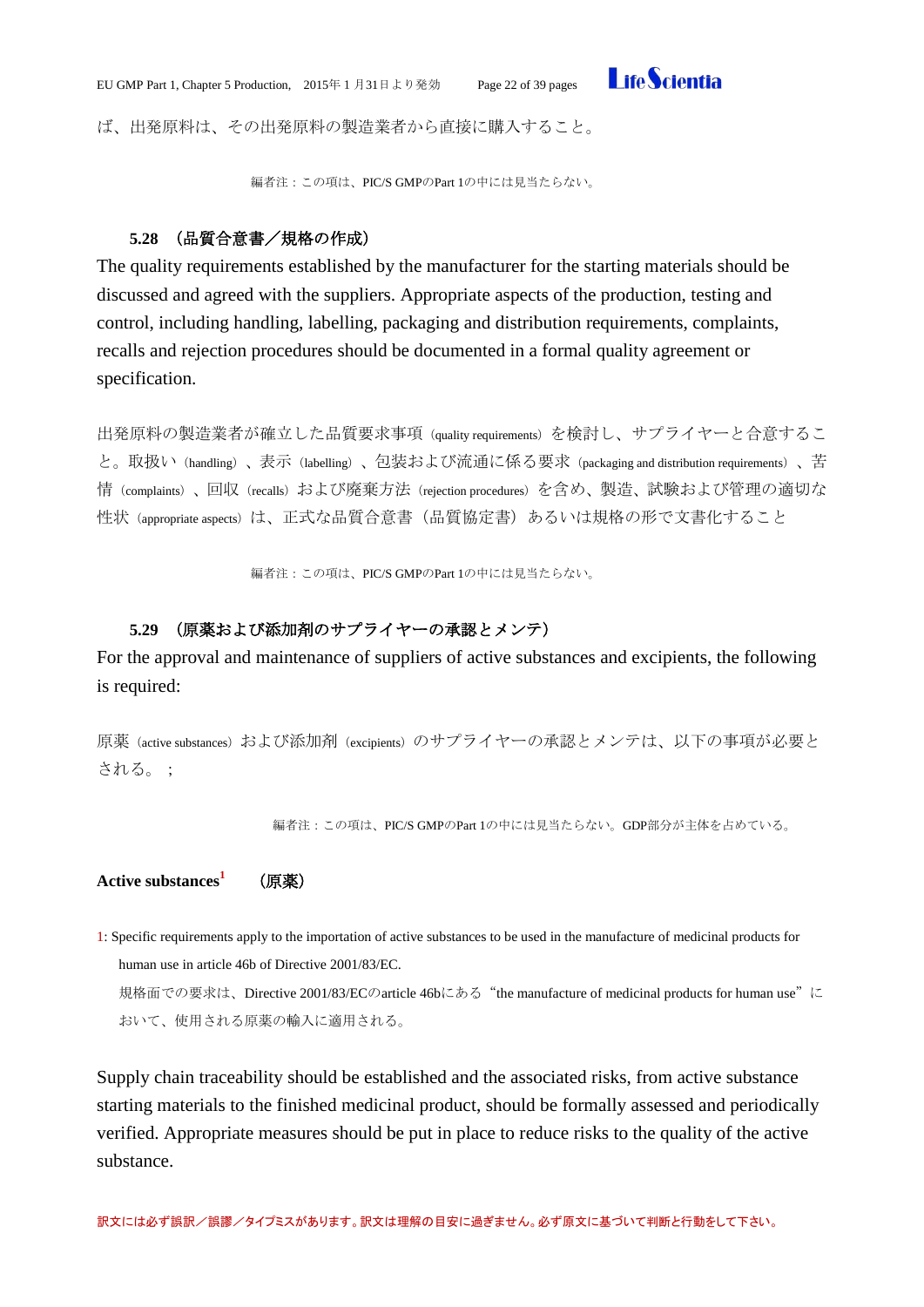ば、出発原料は、その出発原料の製造業者から直接に購入すること。

編者注：この項は、PIC/S GMPのPart 1の中には見当たらない。

### 5.28 （品質合意書／規格の作成）

The quality requirements established by the manufacturer for the starting materials should be discussed and agreed with the suppliers. Appropriate aspects of the production, testing and control, including handling, labelling, packaging and distribution requirements, complaints, recalls and rejection procedures should be documented in a formal quality agreement or specification.

出発原料の製造業者が確立した品質要求事項（quality requirements）を検討し、サプライヤーと合意すること。取扱い（handling）、表示（labelling）、包装および流通に係る要求（packaging and distribution requirements）、苦情（complaints）、回収（recalls）および廃棄方法（rejection procedures）を含め、製造、試験および管理の適切な性状（appropriate aspects）は、正式な品質合意書（品質協定書）あるいは規格の形で文書化すること

編者注：この項は、PIC/S GMPのPart 1の中には見当たらない。

### 5.29 （原薬および添加剤のサプライヤーの承認とメンテ）

For the approval and maintenance of suppliers of active substances and excipients, the following is required:

原薬（active substances）および添加剤（excipients）のサプライヤーの承認とメンテは、以下の事項が必要とされる。；

編者注：この項は、PIC/S GMPのPart 1の中には見当たらない。GDP部分が主体を占めている。

**Active substances**[1] **（原薬）**

1: Specific requirements apply to the importation of active substances to be used in the manufacture of medicinal products for human use in article 46b of Directive 2001/83/EC.

規格面での要求は、Directive 2001/83/ECのarticle 46bにある"the manufacture of medicinal products for human use"において、使用される原薬の輸入に適用される。

Supply chain traceability should be established and the associated risks, from active substance starting materials to the finished medicinal product, should be formally assessed and periodically verified. Appropriate measures should be put in place to reduce risks to the quality of the active substance.

訳文には必ず誤訳／誤謬／タイプミスがあります。訳文は理解の目安に過ぎません。必ず原文に基づいて判断と行動をして下さい。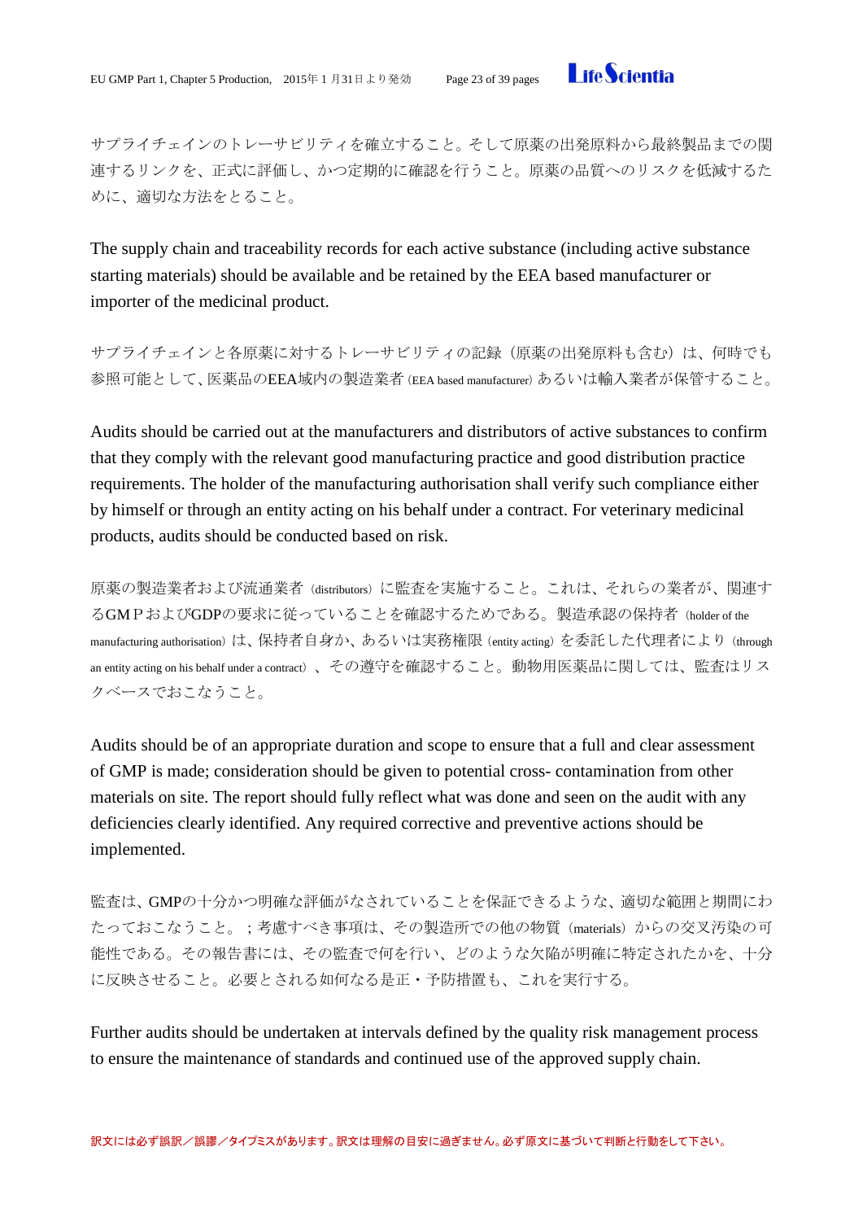サプライチェインのトレーサビリティを確立すること。そして原薬の出発原料から最終製品までの関連するリンクを、正式に評価し、かつ定期的に確認を行うこと。原薬の品質へのリスクを低減するために、適切な方法をとること。

The supply chain and traceability records for each active substance (including active substance starting materials) should be available and be retained by the EEA based manufacturer or importer of the medicinal product.

サプライチェインと各原薬に対するトレーサビリティの記録（原薬の出発原料も含む）は、何時でも参照可能として、医薬品のEEA域内の製造業者（EEA based manufacturer）あるいは輸入業者が保管すること。

Audits should be carried out at the manufacturers and distributors of active substances to confirm that they comply with the relevant good manufacturing practice and good distribution practice requirements. The holder of the manufacturing authorisation shall verify such compliance either by himself or through an entity acting on his behalf under a contract. For veterinary medicinal products, audits should be conducted based on risk.

原薬の製造業者および流通業者（distributors）に監査を実施すること。これは、それらの業者が、関連するGMＰおよびGDPの要求に従っていることを確認するためである。製造承認の保持者（holder of the manufacturing authorisation）は、保持者自身か、あるいは実務権限（entity acting）を委託した代理者により（through an entity acting on his behalf under a contract）、その遵守を確認すること。動物用医薬品に関しては、監査はリスクベースでおこなうこと。

Audits should be of an appropriate duration and scope to ensure that a full and clear assessment of GMP is made; consideration should be given to potential cross- contamination from other materials on site. The report should fully reflect what was done and seen on the audit with any deficiencies clearly identified. Any required corrective and preventive actions should be implemented.

監査は、GMPの十分かつ明確な評価がなされていることを保証できるような、適切な範囲と期間にわたっておこなうこと。；考慮すべき事項は、その製造所での他の物質（materials）からの交叉汚染の可能性である。その報告書には、その監査で何を行い、どのような欠陥が明確に特定されたかを、十分に反映させること。必要とされる如何なる是正・予防措置も、これを実行する。

Further audits should be undertaken at intervals defined by the quality risk management process to ensure the maintenance of standards and continued use of the approved supply chain.

訳文には必ず誤訳／誤謬／タイプミスがあります。訳文は理解の目安に過ぎません。必ず原文に基づいて判断と行動をして下さい。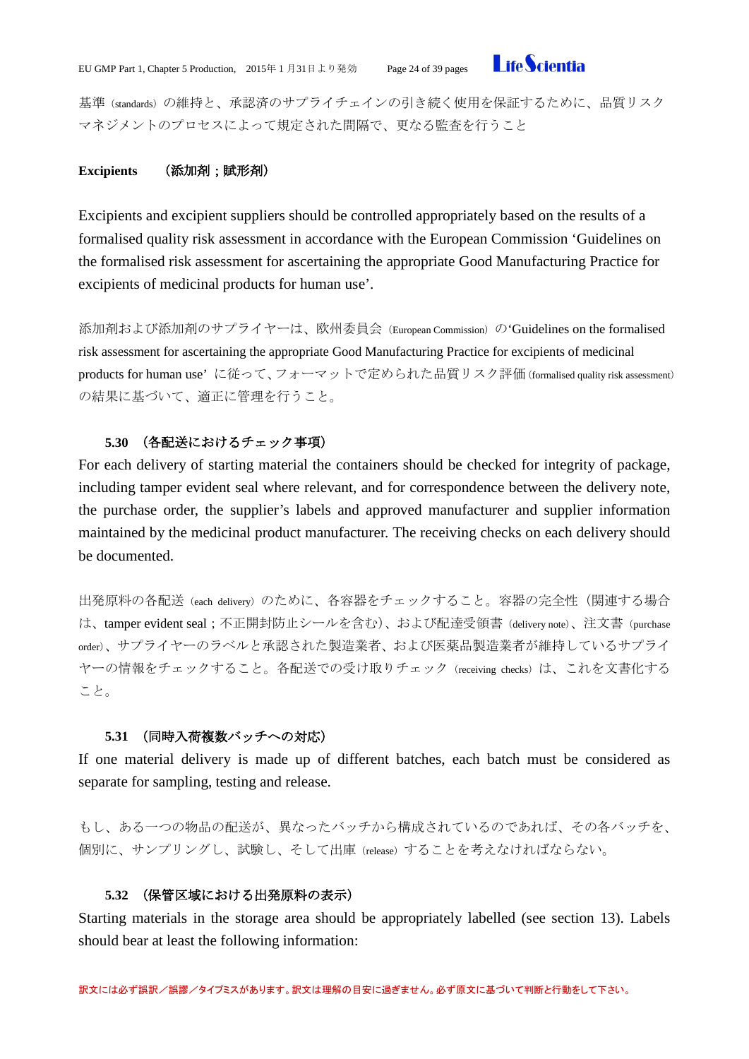基準（standards）の維持と、承認済のサプライチェインの引き続く使用を保証するために、品質リスクマネジメントのプロセスによって規定された間隔で、更なる監査を行うこと

**Excipients　（添加剤；賦形剤）**

Excipients and excipient suppliers should be controlled appropriately based on the results of a formalised quality risk assessment in accordance with the European Commission 'Guidelines on the formalised risk assessment for ascertaining the appropriate Good Manufacturing Practice for excipients of medicinal products for human use'.

添加剤および添加剤のサプライヤーは、欧州委員会（European Commission）の'Guidelines on the formalised risk assessment for ascertaining the appropriate Good Manufacturing Practice for excipients of medicinal products for human use' に従って、フォーマットで定められた品質リスク評価（formalised quality risk assessment）の結果に基づいて、適正に管理を行うこと。

**5.30　（各配送におけるチェック事項）**

For each delivery of starting material the containers should be checked for integrity of package, including tamper evident seal where relevant, and for correspondence between the delivery note, the purchase order, the supplier's labels and approved manufacturer and supplier information maintained by the medicinal product manufacturer. The receiving checks on each delivery should be documented.

出発原料の各配送（each delivery）のために、各容器をチェックすること。容器の完全性（関連する場合は、tamper evident seal；不正開封防止シールを含む）、および配達受領書（delivery note）、注文書（purchase order）、サプライヤーのラベルと承認された製造業者、および医薬品製造業者が維持しているサプライヤーの情報をチェックすること。各配送での受け取りチェック（receiving checks）は、これを文書化すること。

**5.31　（同時入荷複数バッチへの対応）**

If one material delivery is made up of different batches, each batch must be considered as separate for sampling, testing and release.

もし、ある一つの物品の配送が、異なったバッチから構成されているのであれば、その各バッチを、個別に、サンプリングし、試験し、そして出庫（release）することを考えなければならない。

**5.32　（保管区域における出発原料の表示）**

Starting materials in the storage area should be appropriately labelled (see section 13). Labels should bear at least the following information: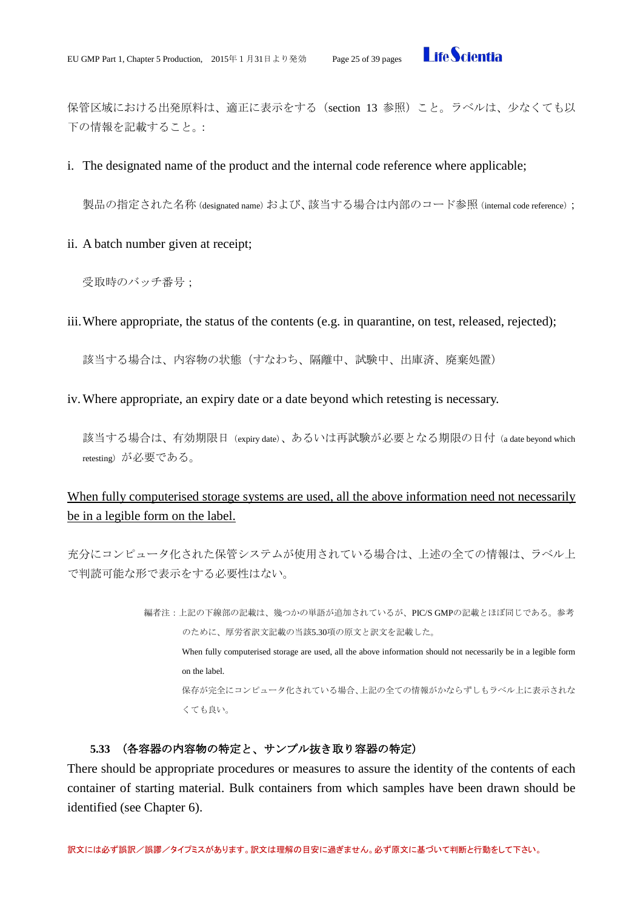保管区域における出発原料は、適正に表示をする（section 13 参照）こと。ラベルは、少なくても以下の情報を記載すること。:

i. The designated name of the product and the internal code reference where applicable;

製品の指定された名称 (designated name) および、該当する場合は内部のコード参照 (internal code reference)；

ii. A batch number given at receipt;

受取時のバッチ番号；

iii. Where appropriate, the status of the contents (e.g. in quarantine, on test, released, rejected);

該当する場合は、内容物の状態（すなわち、隔離中、試験中、出庫済、廃棄処置）

iv. Where appropriate, an expiry date or a date beyond which retesting is necessary.

該当する場合は、有効期限日（expiry date）、あるいは再試験が必要となる期限の日付（a date beyond which retesting）が必要である。

<u>When fully computerised storage systems are used, all the above information need not necessarily be in a legible form on the label.</u>

充分にコンピュータ化された保管システムが使用されている場合は、上述の全ての情報は、ラベル上で判読可能な形で表示をする必要性はない。

> 編者注：上記の下線部の記載は、幾つかの単語が追加されているが、PIC/S GMPの記載とほぼ同じである。参考のために、厚労省訳文記載の当該5.30項の原文と訳文を記載した。
>
> When fully computerised storage are used, all the above information should not necessarily be in a legible form on the label.
>
> 保存が完全にコンピュータ化されている場合、上記の全ての情報がかならずしもラベル上に表示されなくても良い。

### 5.33 （各容器の内容物の特定と、サンプル抜き取り容器の特定）

There should be appropriate procedures or measures to assure the identity of the contents of each container of starting material. Bulk containers from which samples have been drawn should be identified (see Chapter 6).

訳文には必ず誤訳／誤謬／タイプミスがあります。訳文は理解の目安に過ぎません。必ず原文に基づいて判断と行動をして下さい。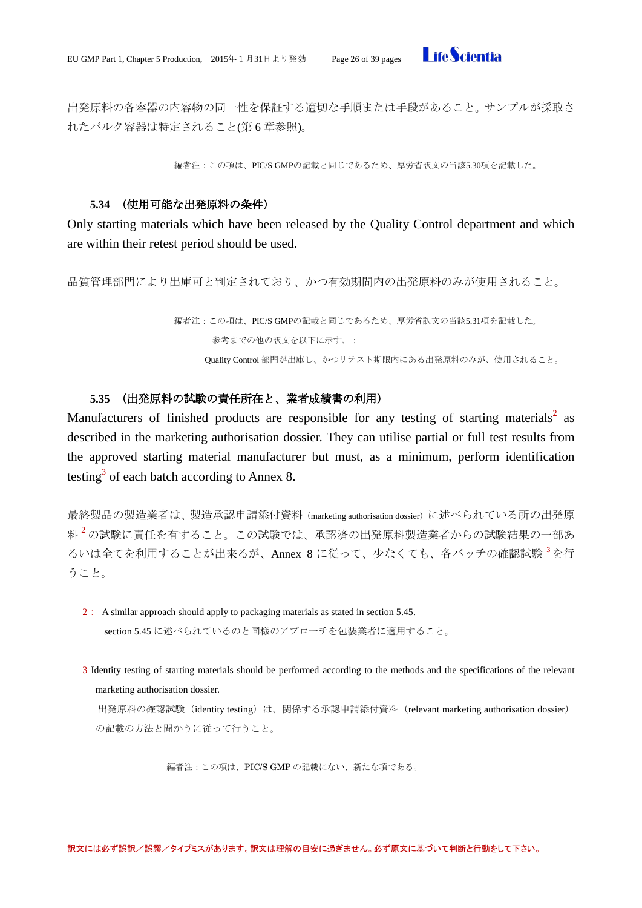出発原料の各容器の内容物の同一性を保証する適切な手順または手段があること。サンプルが採取されたバルク容器は特定されること(第 6 章参照)。

編者注：この項は、PIC/S GMPの記載と同じであるため、厚労省訳文の当該5.30項を記載した。

### 5.34 （使用可能な出発原料の条件）

Only starting materials which have been released by the Quality Control department and which are within their retest period should be used.

品質管理部門により出庫可と判定されており、かつ有効期間内の出発原料のみが使用されること。

編者注：この項は、PIC/S GMPの記載と同じであるため、厚労省訳文の当該5.31項を記載した。

参考までの他の訳文を以下に示す。；

Quality Control 部門が出庫し、かつリテスト期限内にある出発原料のみが、使用されること。

### 5.35 （出発原料の試験の責任所在と、業者成績書の利用）

Manufacturers of finished products are responsible for any testing of starting materials[2] as described in the marketing authorisation dossier. They can utilise partial or full test results from the approved starting material manufacturer but must, as a minimum, perform identification testing[3] of each batch according to Annex 8.

最終製品の製造業者は、製造承認申請添付資料（marketing authorisation dossier）に述べられている所の出発原料[2]の試験に責任を有すること。この試験では、承認済の出発原料製造業者からの試験結果の一部あるいは全てを利用することが出来るが、Annex 8 に従って、少なくても、各バッチの確認試験[3]を行うこと。

2： A similar approach should apply to packaging materials as stated in section 5.45.
section 5.45 に述べられているのと同様のアプローチを包装業者に適用すること。

3 Identity testing of starting materials should be performed according to the methods and the specifications of the relevant marketing authorisation dossier.
出発原料の確認試験（identity testing）は、関係する承認申請添付資料（relevant marketing authorisation dossier）の記載の方法と規かうに従って行うこと。

編者注：この項は、PIC/S GMP の記載にない、新たな項である。

訳文には必ず誤訳／誤謬／タイプミスがあります。訳文は理解の目安に過ぎません。必ず原文に基づいて判断と行動をして下さい。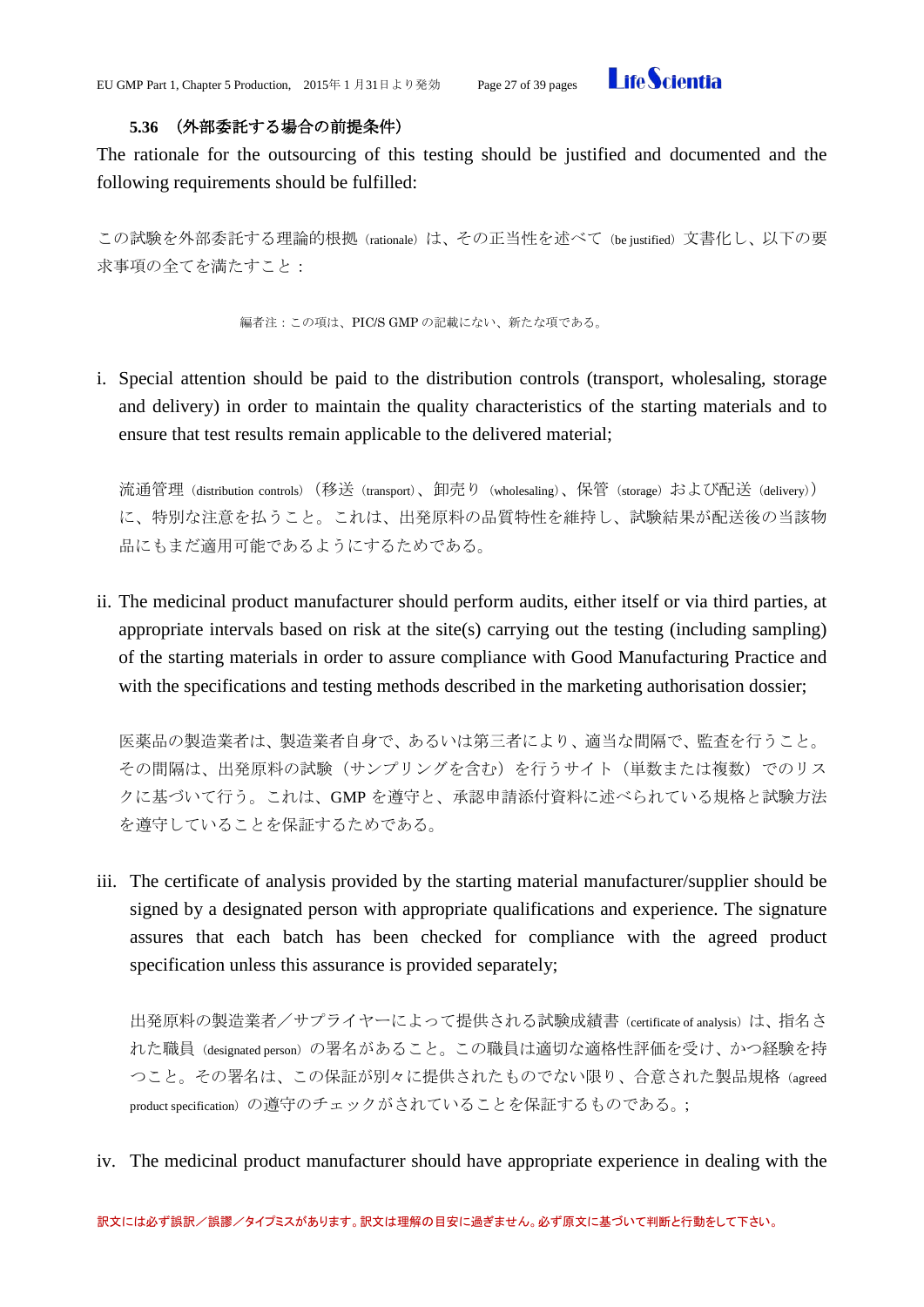**5.36 （外部委託する場合の前提条件）**

The rationale for the outsourcing of this testing should be justified and documented and the following requirements should be fulfilled:

この試験を外部委託する理論的根拠（rationale）は、その正当性を述べて（be justified）文書化し、以下の要求事項の全てを満たすこと：

編者注：この項は、PIC/S GMP の記載にない、新たな項である。

i. Special attention should be paid to the distribution controls (transport, wholesaling, storage and delivery) in order to maintain the quality characteristics of the starting materials and to ensure that test results remain applicable to the delivered material;

流通管理（distribution controls）（移送（transport）、卸売り（wholesaling）、保管（storage）および配送（delivery））に、特別な注意を払うこと。これは、出発原料の品質特性を維持し、試験結果が配送後の当該物品にもまだ適用可能であるようにするためである。

ii. The medicinal product manufacturer should perform audits, either itself or via third parties, at appropriate intervals based on risk at the site(s) carrying out the testing (including sampling) of the starting materials in order to assure compliance with Good Manufacturing Practice and with the specifications and testing methods described in the marketing authorisation dossier;

医薬品の製造業者は、製造業者自身で、あるいは第三者により、適当な間隔で、監査を行うこと。その間隔は、出発原料の試験（サンプリングを含む）を行うサイト（単数または複数）でのリスクに基づいて行う。これは、GMP を遵守と、承認申請添付資料に述べられている規格と試験方法を遵守していることを保証するためである。

iii. The certificate of analysis provided by the starting material manufacturer/supplier should be signed by a designated person with appropriate qualifications and experience. The signature assures that each batch has been checked for compliance with the agreed product specification unless this assurance is provided separately;

出発原料の製造業者／サプライヤーによって提供される試験成績書（certificate of analysis）は、指名された職員（designated person）の署名があること。この職員は適切な適格性評価を受け、かつ経験を持つこと。その署名は、この保証が別々に提供されたものでない限り、合意された製品規格（agreed product specification）の遵守のチェックがされていることを保証するものである。;

iv. The medicinal product manufacturer should have appropriate experience in dealing with the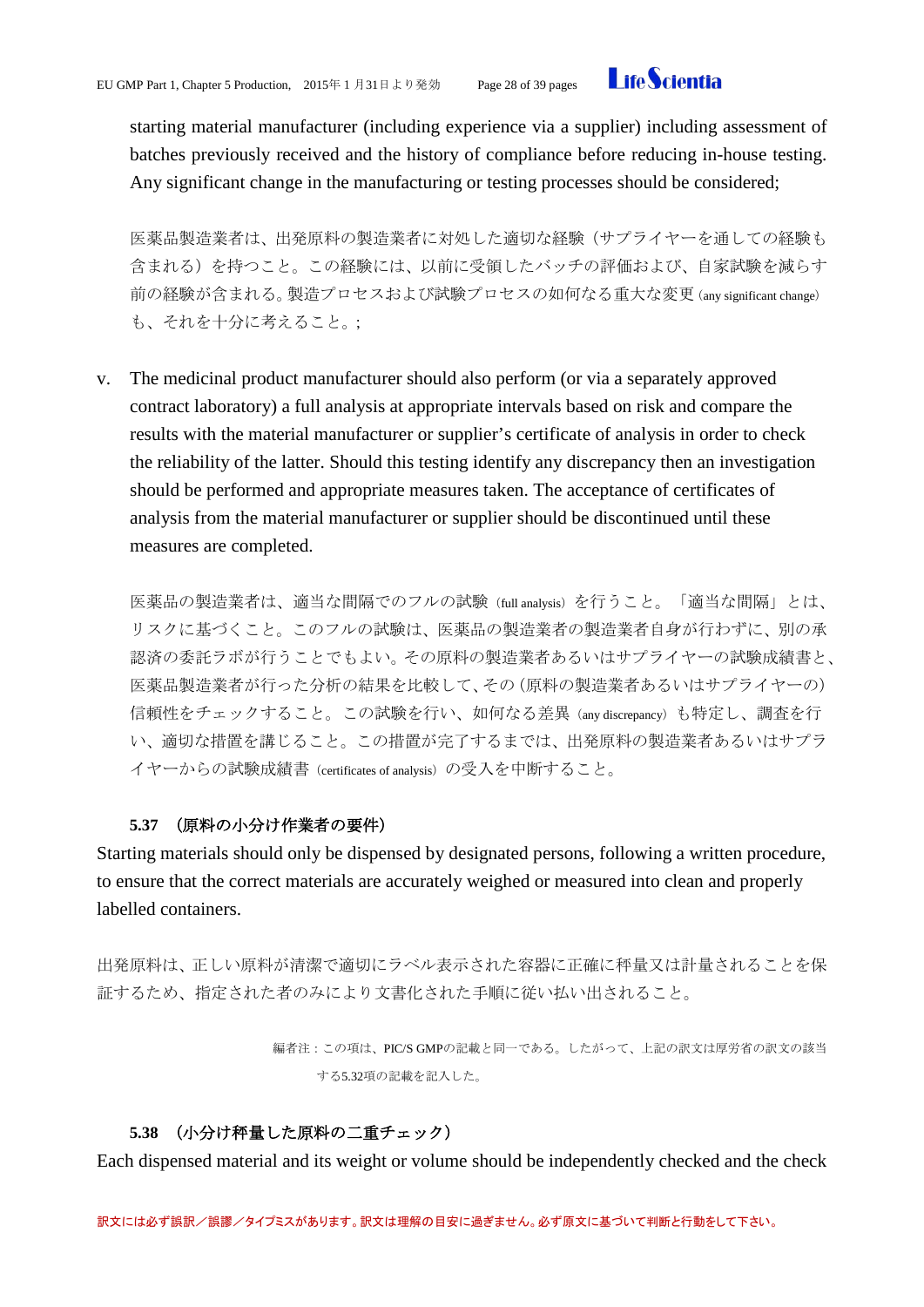starting material manufacturer (including experience via a supplier) including assessment of batches previously received and the history of compliance before reducing in-house testing. Any significant change in the manufacturing or testing processes should be considered;

医薬品製造業者は、出発原料の製造業者に対処した適切な経験（サプライヤーを通しての経験も含まれる）を持つこと。この経験には、以前に受領したバッチの評価および、自家試験を減らす前の経験が含まれる。製造プロセスおよび試験プロセスの如何なる重大な変更（any significant change）も、それを十分に考えること。;

v. The medicinal product manufacturer should also perform (or via a separately approved contract laboratory) a full analysis at appropriate intervals based on risk and compare the results with the material manufacturer or supplier's certificate of analysis in order to check the reliability of the latter. Should this testing identify any discrepancy then an investigation should be performed and appropriate measures taken. The acceptance of certificates of analysis from the material manufacturer or supplier should be discontinued until these measures are completed.

医薬品の製造業者は、適当な間隔でのフルの試験（full analysis）を行うこと。「適当な間隔」とは、リスクに基づくこと。このフルの試験は、医薬品の製造業者の製造業者自身が行わずに、別の承認済の委託ラボが行うことでもよい。その原料の製造業者あるいはサプライヤーの試験成績書と、医薬品製造業者が行った分析の結果を比較して、その（原料の製造業者あるいはサプライヤーの）信頼性をチェックすること。この試験を行い、如何なる差異（any discrepancy）も特定し、調査を行い、適切な措置を講じること。この措置が完了するまでは、出発原料の製造業者あるいはサプライヤーからの試験成績書（certificates of analysis）の受入を中断すること。

### 5.37 （原料の小分け作業者の要件）

Starting materials should only be dispensed by designated persons, following a written procedure, to ensure that the correct materials are accurately weighed or measured into clean and properly labelled containers.

出発原料は、正しい原料が清潔で適切にラベル表示された容器に正確に秤量又は計量されることを保証するため、指定された者のみにより文書化された手順に従い払い出されること。

編者注：この項は、PIC/S GMPの記載と同一である。したがって、上記の訳文は厚労省の訳文の該当する5.32項の記載を記入した。

### 5.38 （小分け秤量した原料の二重チェック）

Each dispensed material and its weight or volume should be independently checked and the check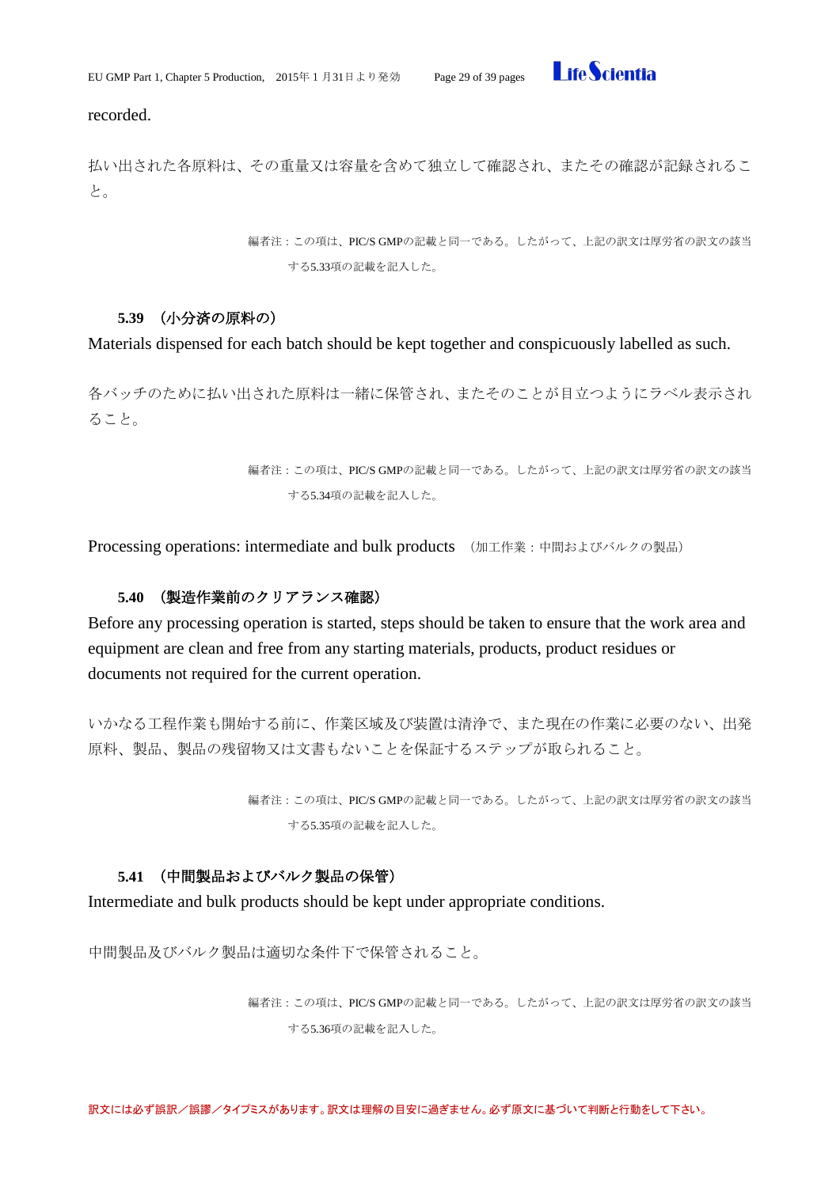recorded.

払い出された各原料は、その重量又は容量を含めて独立して確認され、またその確認が記録されること。

編者注：この項は、PIC/S GMPの記載と同一である。したがって、上記の訳文は厚労省の訳文の該当する5.33項の記載を記入した。

**5.39 （小分済の原料の）**

Materials dispensed for each batch should be kept together and conspicuously labelled as such.

各バッチのために払い出された原料は一緒に保管され、またそのことが目立つようにラベル表示されること。

編者注：この項は、PIC/S GMPの記載と同一である。したがって、上記の訳文は厚労省の訳文の該当する5.34項の記載を記入した。

### Processing operations: intermediate and bulk products （加工作業：中間およびバルクの製品）

**5.40 （製造作業前のクリアランス確認）**

Before any processing operation is started, steps should be taken to ensure that the work area and equipment are clean and free from any starting materials, products, product residues or documents not required for the current operation.

いかなる工程作業も開始する前に、作業区域及び装置は清浄で、また現在の作業に必要のない、出発原料、製品、製品の残留物又は文書もないことを保証するステップが取られること。

編者注：この項は、PIC/S GMPの記載と同一である。したがって、上記の訳文は厚労省の訳文の該当する5.35項の記載を記入した。

**5.41 （中間製品およびバルク製品の保管）**

Intermediate and bulk products should be kept under appropriate conditions.

中間製品及びバルク製品は適切な条件下で保管されること。

編者注：この項は、PIC/S GMPの記載と同一である。したがって、上記の訳文は厚労省の訳文の該当する5.36項の記載を記入した。

訳文には必ず誤訳／誤謬／タイプミスがあります。訳文は理解の目安に過ぎません。必ず原文に基づいて判断と行動をして下さい。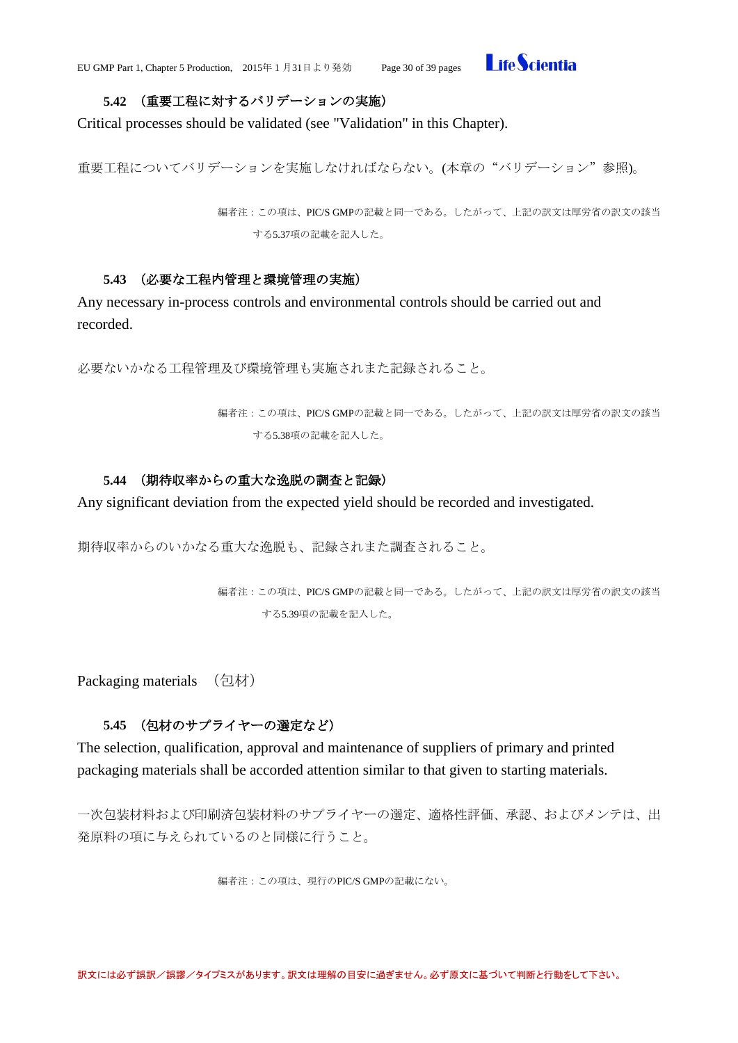### 5.42 （重要工程に対するバリデーションの実施）

Critical processes should be validated (see "Validation" in this Chapter).

重要工程についてバリデーションを実施しなければならない。(本章の“バリデーション”参照)。

> 編者注：この項は、PIC/S GMPの記載と同一である。したがって、上記の訳文は厚労省の訳文の該当する5.37項の記載を記入した。

### 5.43 （必要な工程内管理と環境管理の実施）

Any necessary in-process controls and environmental controls should be carried out and recorded.

必要ないかなる工程管理及び環境管理も実施されまた記録されること。

> 編者注：この項は、PIC/S GMPの記載と同一である。したがって、上記の訳文は厚労省の訳文の該当する5.38項の記載を記入した。

### 5.44 （期待収率からの重大な逸脱の調査と記録）

Any significant deviation from the expected yield should be recorded and investigated.

期待収率からのいかなる重大な逸脱も、記録されまた調査されること。

> 編者注：この項は、PIC/S GMPの記載と同一である。したがって、上記の訳文は厚労省の訳文の該当する5.39項の記載を記入した。

## Packaging materials （包材）

### 5.45 （包材のサプライヤーの選定など）

The selection, qualification, approval and maintenance of suppliers of primary and printed packaging materials shall be accorded attention similar to that given to starting materials.

一次包装材料および印刷済包装材料のサプライヤーの選定、適格性評価、承認、およびメンテは、出発原料の項に与えられているのと同様に行うこと。

> 編者注：この項は、現行のPIC/S GMPの記載にない。

訳文には必ず誤訳／誤謬／タイプミスがあります。訳文は理解の目安に過ぎません。必ず原文に基づいて判断と行動をして下さい。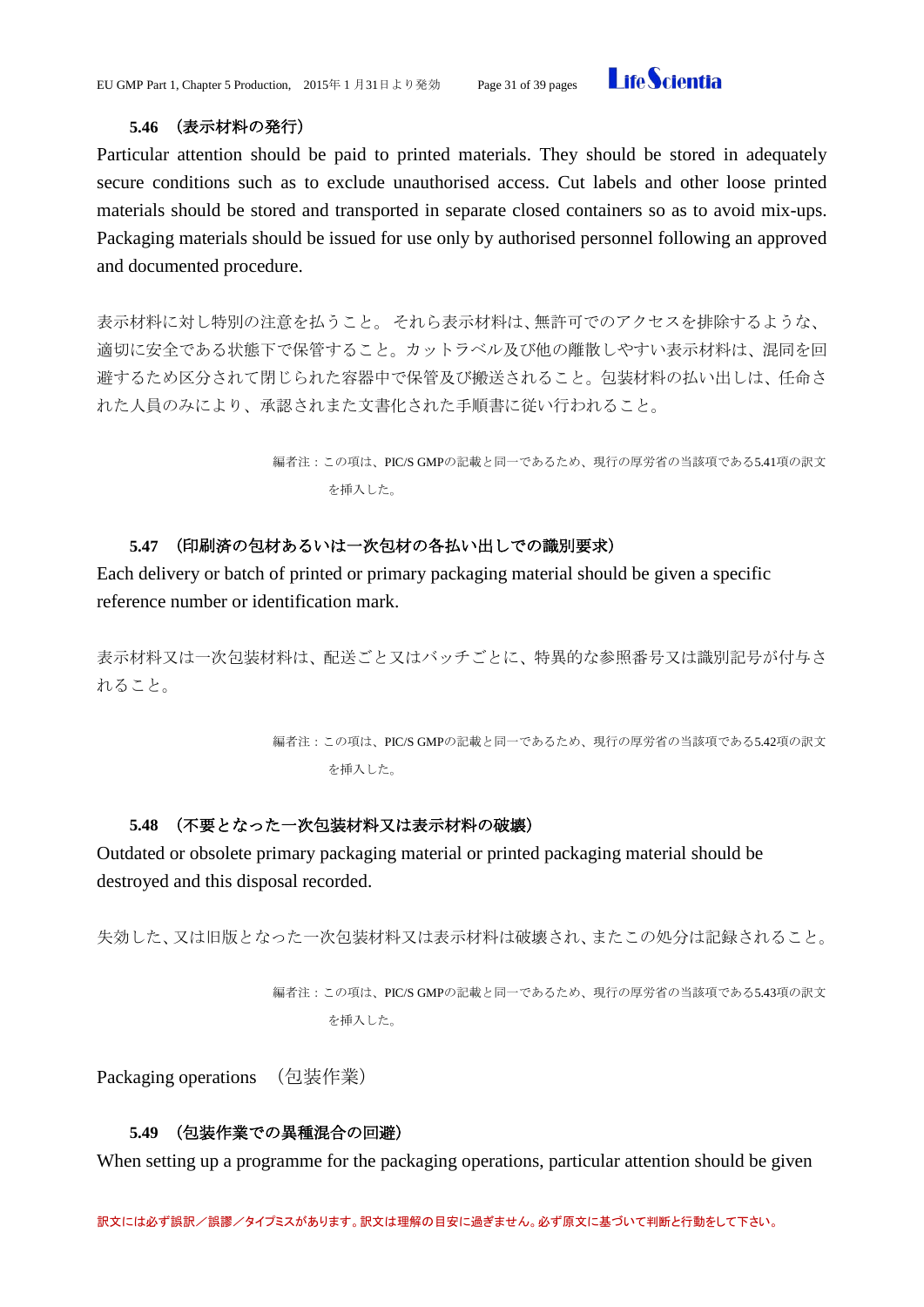**5.46 （表示材料の発行）**

Particular attention should be paid to printed materials. They should be stored in adequately secure conditions such as to exclude unauthorised access. Cut labels and other loose printed materials should be stored and transported in separate closed containers so as to avoid mix-ups. Packaging materials should be issued for use only by authorised personnel following an approved and documented procedure.

表示材料に対し特別の注意を払うこと。 それら表示材料は、無許可でのアクセスを排除するような、適切に安全である状態下で保管すること。カットラベル及び他の離散しやすい表示材料は、混同を回避するため区分されて閉じられた容器中で保管及び搬送されること。包装材料の払い出しは、任命された人員のみにより、承認されまた文書化された手順書に従い行われること。

> 編者注：この項は、PIC/S GMPの記載と同一であるため、現行の厚労省の当該項である5.41項の訳文を挿入した。

**5.47 （印刷済の包材あるいは一次包材の各払い出しでの識別要求）**

Each delivery or batch of printed or primary packaging material should be given a specific reference number or identification mark.

表示材料又は一次包装材料は、配送ごと又はバッチごとに、特異的な参照番号又は識別記号が付与されること。

> 編者注：この項は、PIC/S GMPの記載と同一であるため、現行の厚労省の当該項である5.42項の訳文を挿入した。

**5.48 （不要となった一次包装材料又は表示材料の破壊）**

Outdated or obsolete primary packaging material or printed packaging material should be destroyed and this disposal recorded.

失効した、又は旧版となった一次包装材料又は表示材料は破壊され、またこの処分は記録されること。

> 編者注：この項は、PIC/S GMPの記載と同一であるため、現行の厚労省の当該項である5.43項の訳文を挿入した。

Packaging operations （包装作業）

**5.49 （包装作業での異種混合の回避）**

When setting up a programme for the packaging operations, particular attention should be given

訳文には必ず誤訳／誤謬／タイプミスがあります。訳文は理解の目安に過ぎません。必ず原文に基づいて判断と行動をして下さい。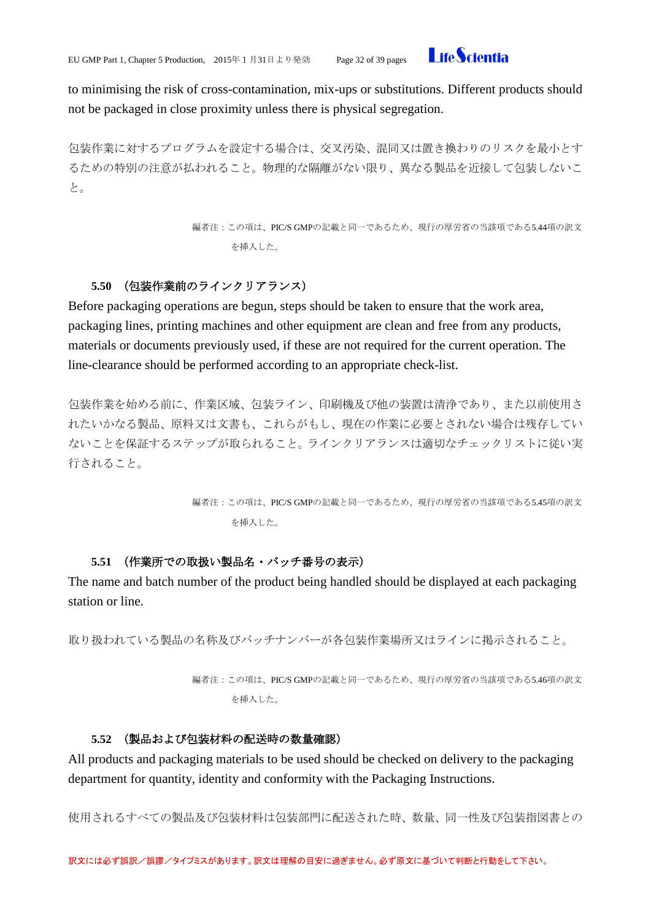to minimising the risk of cross-contamination, mix-ups or substitutions. Different products should not be packaged in close proximity unless there is physical segregation.

包装作業に対するプログラムを設定する場合は、交叉汚染、混同又は置き換わりのリスクを最小とするための特別の注意が払われること。物理的な隔離がない限り、異なる製品を近接して包装しないこと。

> 編者注：この項は、PIC/S GMPの記載と同一であるため、現行の厚労省の当該項である5.44項の訳文を挿入した。

### 5.50 （包装作業前のラインクリアランス）

Before packaging operations are begun, steps should be taken to ensure that the work area, packaging lines, printing machines and other equipment are clean and free from any products, materials or documents previously used, if these are not required for the current operation. The line-clearance should be performed according to an appropriate check-list.

包装作業を始める前に、作業区域、包装ライン、印刷機及び他の装置は清浄であり、また以前使用されたいかなる製品、原料又は文書も、これらがもし、現在の作業に必要とされない場合は残存していないことを保証するステップが取られること。ラインクリアランスは適切なチェックリストに従い実行されること。

> 編者注：この項は、PIC/S GMPの記載と同一であるため、現行の厚労省の当該項である5.45項の訳文を挿入した。

### 5.51 （作業所での取扱い製品名・バッチ番号の表示）

The name and batch number of the product being handled should be displayed at each packaging station or line.

取り扱われている製品の名称及びバッチナンバーが各包装作業場所又はラインに掲示されること。

> 編者注：この項は、PIC/S GMPの記載と同一であるため、現行の厚労省の当該項である5.46項の訳文を挿入した。

### 5.52 （製品および包装材料の配送時の数量確認）

All products and packaging materials to be used should be checked on delivery to the packaging department for quantity, identity and conformity with the Packaging Instructions.

使用されるすべての製品及び包装材料は包装部門に配送された時、数量、同一性及び包装指図書との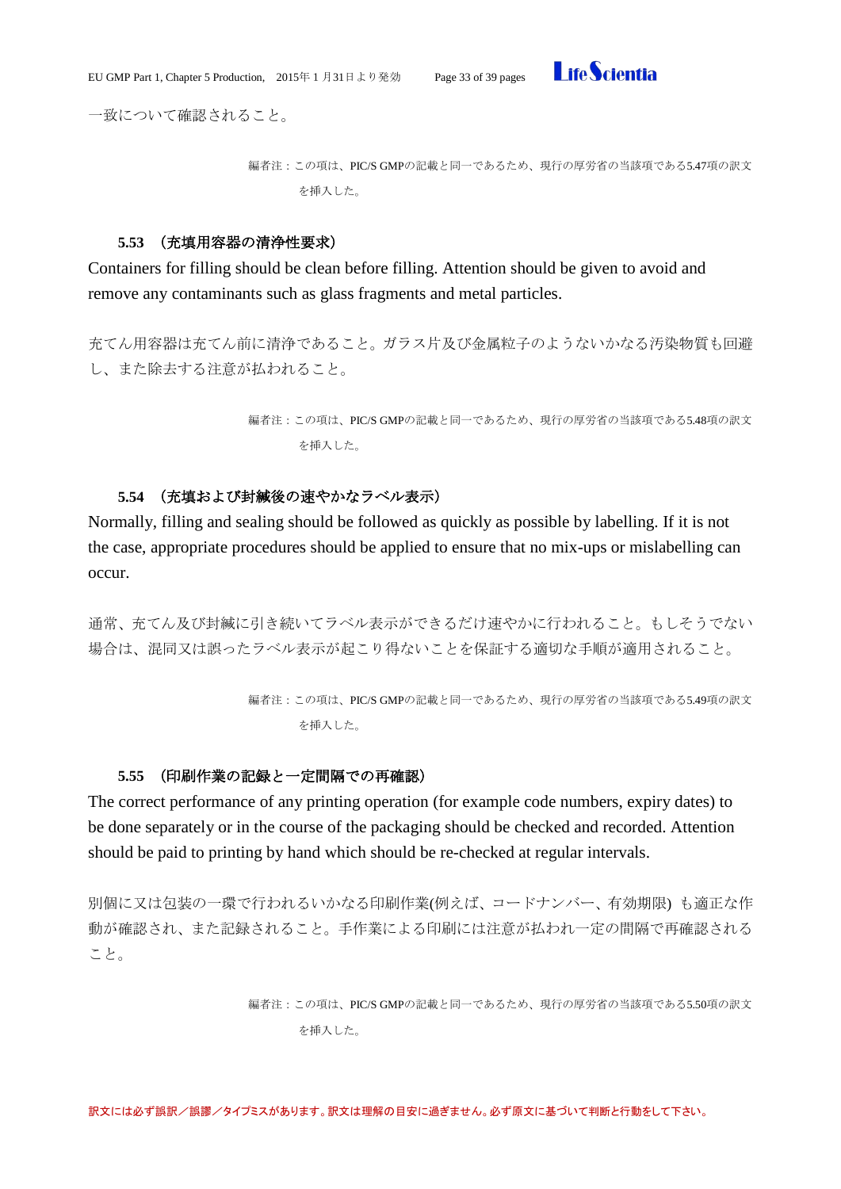一致について確認されること。

編者注：この項は、PIC/S GMPの記載と同一であるため、現行の厚労省の当該項である5.47項の訳文を挿入した。

### 5.53 （充填用容器の清浄性要求）

Containers for filling should be clean before filling. Attention should be given to avoid and remove any contaminants such as glass fragments and metal particles.

充てん用容器は充てん前に清浄であること。ガラス片及び金属粒子のようないかなる汚染物質も回避し、また除去する注意が払われること。

編者注：この項は、PIC/S GMPの記載と同一であるため、現行の厚労省の当該項である5.48項の訳文を挿入した。

### 5.54 （充填および封緘後の速やかなラベル表示）

Normally, filling and sealing should be followed as quickly as possible by labelling. If it is not the case, appropriate procedures should be applied to ensure that no mix-ups or mislabelling can occur.

通常、充てん及び封緘に引き続いてラベル表示ができるだけ速やかに行われること。もしそうでない場合は、混同又は誤ったラベル表示が起こり得ないことを保証する適切な手順が適用されること。

編者注：この項は、PIC/S GMPの記載と同一であるため、現行の厚労省の当該項である5.49項の訳文を挿入した。

### 5.55 （印刷作業の記録と一定間隔での再確認）

The correct performance of any printing operation (for example code numbers, expiry dates) to be done separately or in the course of the packaging should be checked and recorded. Attention should be paid to printing by hand which should be re-checked at regular intervals.

別個に又は包装の一環で行われるいかなる印刷作業(例えば、コードナンバー、有効期限) も適正な作動が確認され、また記録されること。手作業による印刷には注意が払われ一定の間隔で再確認されること。

編者注：この項は、PIC/S GMPの記載と同一であるため、現行の厚労省の当該項である5.50項の訳文を挿入した。

訳文には必ず誤訳／誤謬／タイプミスがあります。訳文は理解の目安に過ぎません。必ず原文に基づいて判断と行動をして下さい。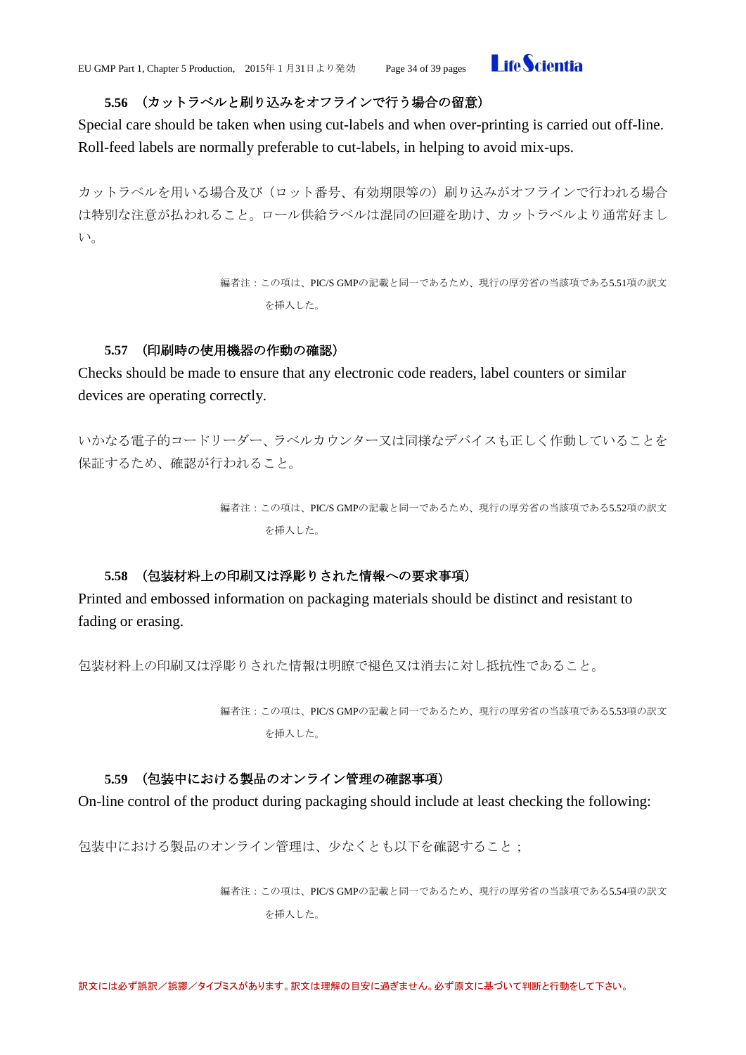### 5.56 （カットラベルと刷り込みをオフラインで行う場合の留意）

Special care should be taken when using cut-labels and when over-printing is carried out off-line. Roll-feed labels are normally preferable to cut-labels, in helping to avoid mix-ups.

カットラベルを用いる場合及び（ロット番号、有効期限等の）刷り込みがオフラインで行われる場合は特別な注意が払われること。ロール供給ラベルは混同の回避を助け、カットラベルより通常好ましい。

> 編者注：この項は、PIC/S GMPの記載と同一であるため、現行の厚労省の当該項である5.51項の訳文を挿入した。

### 5.57 （印刷時の使用機器の作動の確認）

Checks should be made to ensure that any electronic code readers, label counters or similar devices are operating correctly.

いかなる電子的コードリーダー、ラベルカウンター又は同様なデバイスも正しく作動していることを保証するため、確認が行われること。

> 編者注：この項は、PIC/S GMPの記載と同一であるため、現行の厚労省の当該項である5.52項の訳文を挿入した。

### 5.58 （包装材料上の印刷又は浮彫りされた情報への要求事項）

Printed and embossed information on packaging materials should be distinct and resistant to fading or erasing.

包装材料上の印刷又は浮彫りされた情報は明瞭で褪色又は消去に対し抵抗性であること。

> 編者注：この項は、PIC/S GMPの記載と同一であるため、現行の厚労省の当該項である5.53項の訳文を挿入した。

### 5.59 （包装中における製品のオンライン管理の確認事項）

On-line control of the product during packaging should include at least checking the following:

包装中における製品のオンライン管理は、少なくとも以下を確認すること；

> 編者注：この項は、PIC/S GMPの記載と同一であるため、現行の厚労省の当該項である5.54項の訳文を挿入した。

訳文には必ず誤訳／誤謬／タイプミスがあります。訳文は理解の目安に過ぎません。必ず原文に基づいて判断と行動をして下さい。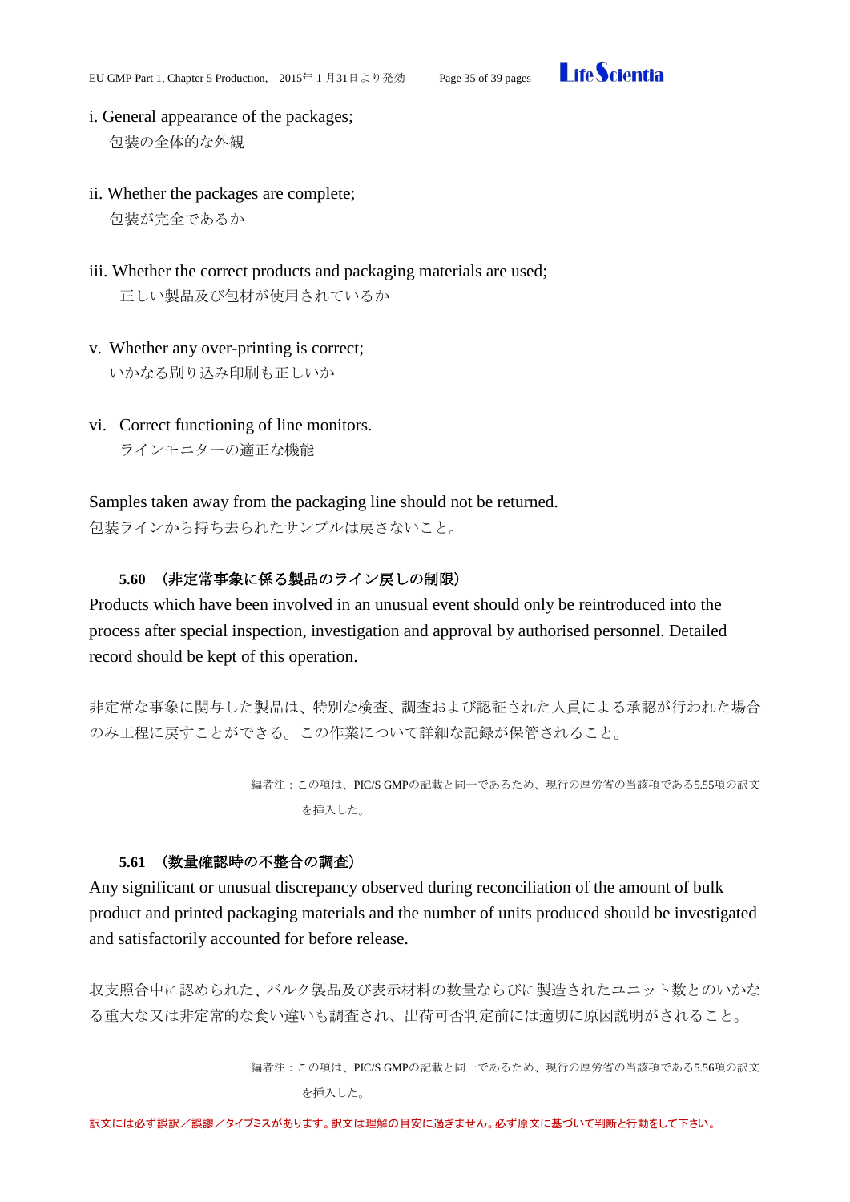i. General appearance of the packages;
　包装の全体的な外観

ii. Whether the packages are complete;
　包装が完全であるか

iii. Whether the correct products and packaging materials are used;
　正しい製品及び包材が使用されているか

v. Whether any over-printing is correct;
　いかなる刷り込み印刷も正しいか

vi. Correct functioning of line monitors.
　ラインモニターの適正な機能

Samples taken away from the packaging line should not be returned.
包装ラインから持ち去られたサンプルは戻さないこと。

**5.60 （非定常事象に係る製品のライン戻しの制限）**

Products which have been involved in an unusual event should only be reintroduced into the process after special inspection, investigation and approval by authorised personnel. Detailed record should be kept of this operation.

非定常な事象に関与した製品は、特別な検査、調査および認証された人員による承認が行われた場合のみ工程に戻すことができる。この作業について詳細な記録が保管されること。

編者注：この項は、PIC/S GMPの記載と同一であるため、現行の厚労省の当該項である5.55項の訳文を挿入した。

**5.61 （数量確認時の不整合の調査）**

Any significant or unusual discrepancy observed during reconciliation of the amount of bulk product and printed packaging materials and the number of units produced should be investigated and satisfactorily accounted for before release.

収支照合中に認められた、バルク製品及び表示材料の数量ならびに製造されたユニット数とのいかなる重大な又は非定常的な食い違いも調査され、出荷可否判定前には適切に原因説明がされること。

編者注：この項は、PIC/S GMPの記載と同一であるため、現行の厚労省の当該項である5.56項の訳文を挿入した。

訳文には必ず誤訳／誤謬／タイプミスがあります。訳文は理解の目安に過ぎません。必ず原文に基づいて判断と行動をして下さい。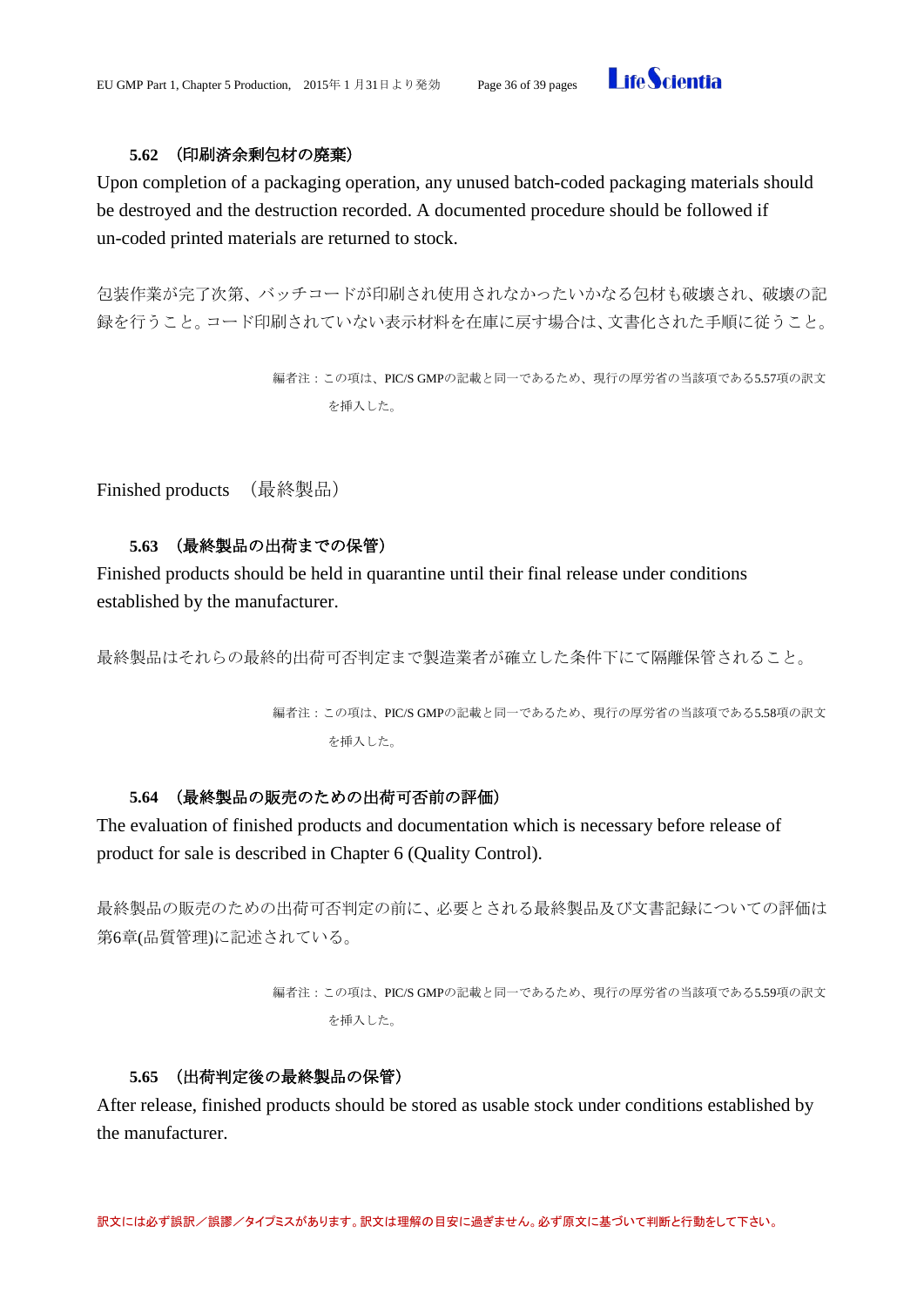### 5.62 （印刷済余剰包材の廃棄）

Upon completion of a packaging operation, any unused batch-coded packaging materials should be destroyed and the destruction recorded. A documented procedure should be followed if un-coded printed materials are returned to stock.

包装作業が完了次第、バッチコードが印刷され使用されなかったいかなる包材も破壊され、破壊の記録を行うこと。コード印刷されていない表示材料を在庫に戻す場合は、文書化された手順に従うこと。

> 編者注：この項は、PIC/S GMPの記載と同一であるため、現行の厚労省の当該項である5.57項の訳文を挿入した。

## Finished products （最終製品）

### 5.63 （最終製品の出荷までの保管）

Finished products should be held in quarantine until their final release under conditions established by the manufacturer.

最終製品はそれらの最終的出荷可否判定まで製造業者が確立した条件下にて隔離保管されること。

> 編者注：この項は、PIC/S GMPの記載と同一であるため、現行の厚労省の当該項である5.58項の訳文を挿入した。

### 5.64 （最終製品の販売のための出荷可否前の評価）

The evaluation of finished products and documentation which is necessary before release of product for sale is described in Chapter 6 (Quality Control).

最終製品の販売のための出荷可否判定の前に、必要とされる最終製品及び文書記録についての評価は第6章(品質管理)に記述されている。

> 編者注：この項は、PIC/S GMPの記載と同一であるため、現行の厚労省の当該項である5.59項の訳文を挿入した。

### 5.65 （出荷判定後の最終製品の保管）

After release, finished products should be stored as usable stock under conditions established by the manufacturer.

訳文には必ず誤訳／誤謬／タイプミスがあります。訳文は理解の目安に過ぎません。必ず原文に基づいて判断と行動をして下さい。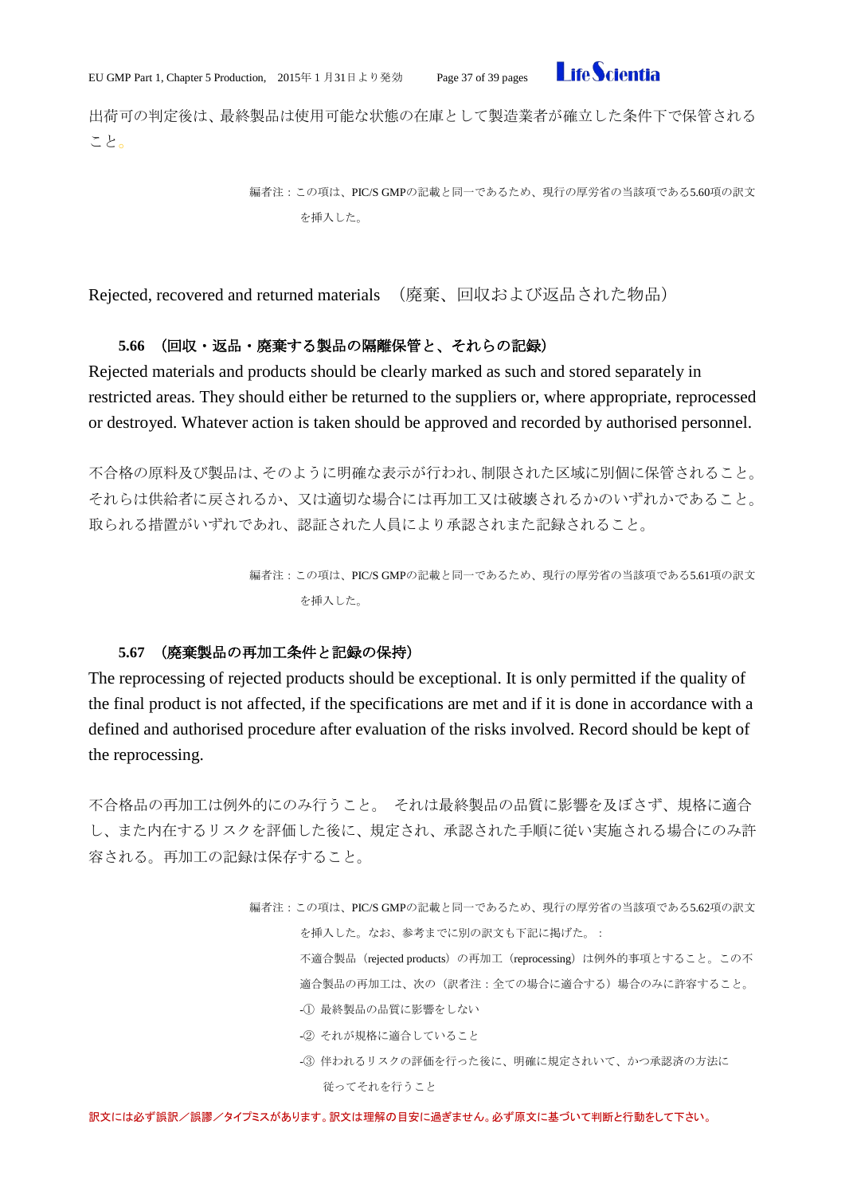出荷可の判定後は、最終製品は使用可能な状態の在庫として製造業者が確立した条件下で保管されること。

> 編者注：この項は、PIC/S GMPの記載と同一であるため、現行の厚労省の当該項である5.60項の訳文を挿入した。

## Rejected, recovered and returned materials　（廃棄、回収および返品された物品）

### 5.66　（回収・返品・廃棄する製品の隔離保管と、それらの記録）

Rejected materials and products should be clearly marked as such and stored separately in restricted areas. They should either be returned to the suppliers or, where appropriate, reprocessed or destroyed. Whatever action is taken should be approved and recorded by authorised personnel.

不合格の原料及び製品は、そのように明確な表示が行われ、制限された区域に別個に保管されること。それらは供給者に戻されるか、又は適切な場合には再加工又は破壊されるかのいずれかであること。取られる措置がいずれであれ、認証された人員により承認されまた記録されること。

> 編者注：この項は、PIC/S GMPの記載と同一であるため、現行の厚労省の当該項である5.61項の訳文を挿入した。

### 5.67　（廃棄製品の再加工条件と記録の保持）

The reprocessing of rejected products should be exceptional. It is only permitted if the quality of the final product is not affected, if the specifications are met and if it is done in accordance with a defined and authorised procedure after evaluation of the risks involved. Record should be kept of the reprocessing.

不合格品の再加工は例外的にのみ行うこと。 それは最終製品の品質に影響を及ぼさず、規格に適合し、また内在するリスクを評価した後に、規定され、承認された手順に従い実施される場合にのみ許容される。再加工の記録は保存すること。

> 編者注：この項は、PIC/S GMPの記載と同一であるため、現行の厚労省の当該項である5.62項の訳文を挿入した。なお、参考までに別の訳文も下記に掲げた。：
>
> 不適合製品（rejected products）の再加工（reprocessing）は例外的事項とすること。この不適合製品の再加工は、次の（訳者注：全ての場合に適合する）場合のみに許容すること。
>
> -① 最終製品の品質に影響をしない
>
> -② それが規格に適合していること
>
> -③ 伴われるリスクの評価を行った後に、明確に規定されていて、かつ承認済の方法に従ってそれを行うこと

訳文には必ず誤訳／誤謬／タイプミスがあります。訳文は理解の目安に過ぎません。必ず原文に基づいて判断と行動をして下さい。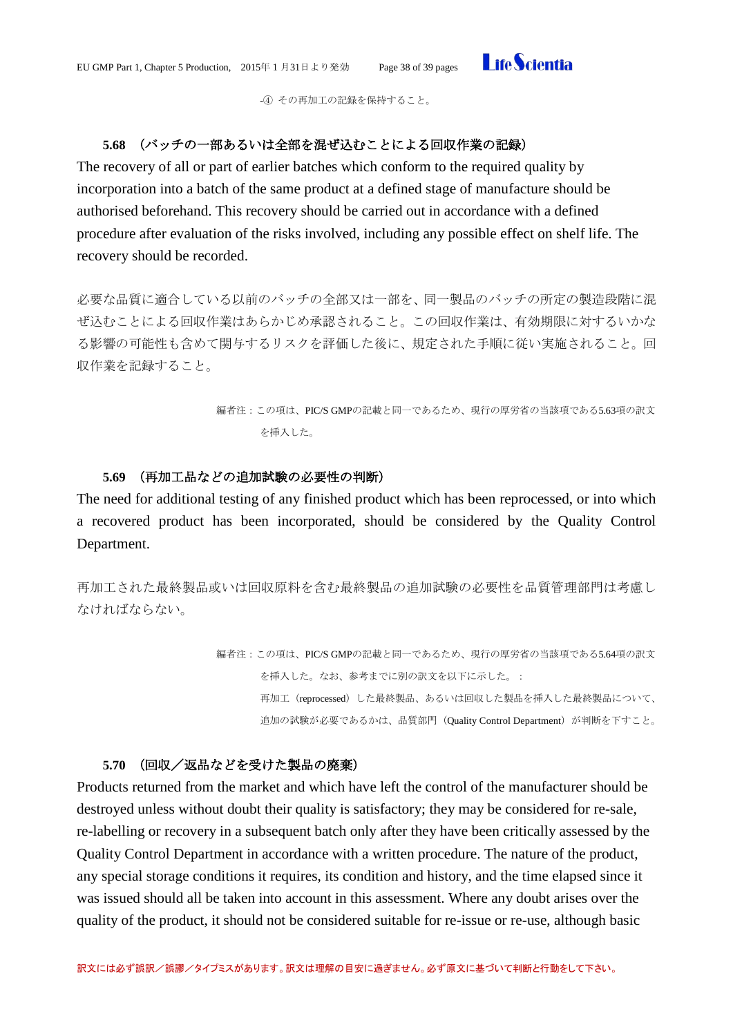-④ その再加工の記録を保持すること。

### 5.68 （バッチの一部あるいは全部を混ぜ込むことによる回収作業の記録）

The recovery of all or part of earlier batches which conform to the required quality by incorporation into a batch of the same product at a defined stage of manufacture should be authorised beforehand. This recovery should be carried out in accordance with a defined procedure after evaluation of the risks involved, including any possible effect on shelf life. The recovery should be recorded.

必要な品質に適合している以前のバッチの全部又は一部を、同一製品のバッチの所定の製造段階に混ぜ込むことによる回収作業はあらかじめ承認されること。この回収作業は、有効期限に対するいかなる影響の可能性も含めて関与するリスクを評価した後に、規定された手順に従い実施されること。回収作業を記録すること。

> 編者注：この項は、PIC/S GMPの記載と同一であるため、現行の厚労省の当該項である5.63項の訳文を挿入した。

### 5.69 （再加工品などの追加試験の必要性の判断）

The need for additional testing of any finished product which has been reprocessed, or into which a recovered product has been incorporated, should be considered by the Quality Control Department.

再加工された最終製品或いは回収原料を含む最終製品の追加試験の必要性を品質管理部門は考慮しなければならない。

> 編者注：この項は、PIC/S GMPの記載と同一であるため、現行の厚労省の当該項である5.64項の訳文を挿入した。なお、参考までに別の訳文を以下に示した。：
> 再加工（reprocessed）した最終製品、あるいは回収した製品を挿入した最終製品について、追加の試験が必要であるかは、品質部門（Quality Control Department）が判断を下すこと。

### 5.70 （回収／返品などを受けた製品の廃棄）

Products returned from the market and which have left the control of the manufacturer should be destroyed unless without doubt their quality is satisfactory; they may be considered for re-sale, re-labelling or recovery in a subsequent batch only after they have been critically assessed by the Quality Control Department in accordance with a written procedure. The nature of the product, any special storage conditions it requires, its condition and history, and the time elapsed since it was issued should all be taken into account in this assessment. Where any doubt arises over the quality of the product, it should not be considered suitable for re-issue or re-use, although basic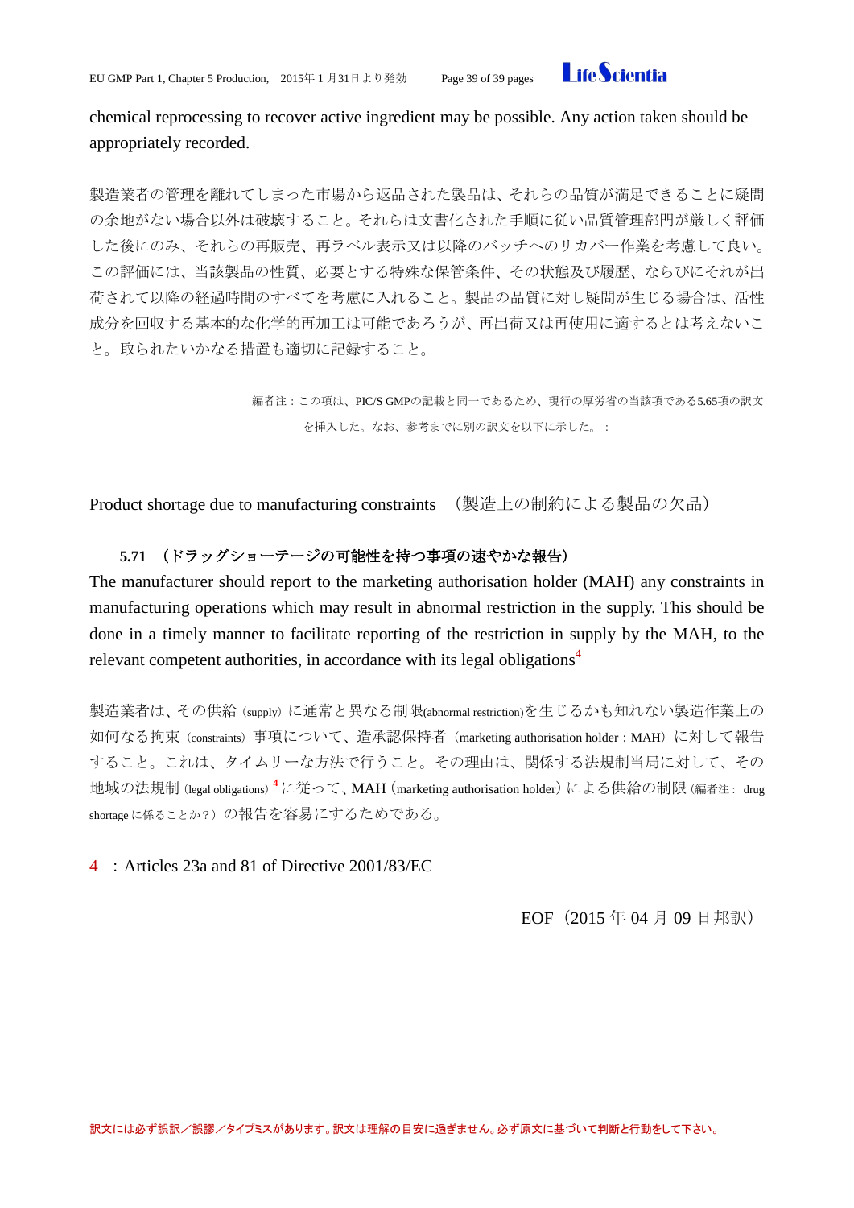chemical reprocessing to recover active ingredient may be possible. Any action taken should be appropriately recorded.

製造業者の管理を離れてしまった市場から返品された製品は、それらの品質が満足できることに疑問の余地がない場合以外は破壊すること。それらは文書化された手順に従い品質管理部門が厳しく評価した後にのみ、それらの再販売、再ラベル表示又は以降のバッチへのリカバー作業を考慮して良い。この評価には、当該製品の性質、必要とする特殊な保管条件、その状態及び履歴、ならびにそれが出荷されて以降の経過時間のすべてを考慮に入れること。製品の品質に対し疑問が生じる場合は、活性成分を回収する基本的な化学的再加工は可能であろうが、再出荷又は再使用に適するとは考えないこと。取られたいかなる措置も適切に記録すること。

編者注：この項は、PIC/S GMPの記載と同一であるため、現行の厚労省の当該項である5.65項の訳文を挿入した。なお、参考までに別の訳文を以下に示した。：

Product shortage due to manufacturing constraints　（製造上の制約による製品の欠品）

**5.71 （ドラッグショーテージの可能性を持つ事項の速やかな報告）**

The manufacturer should report to the marketing authorisation holder (MAH) any constraints in manufacturing operations which may result in abnormal restriction in the supply. This should be done in a timely manner to facilitate reporting of the restriction in supply by the MAH, to the relevant competent authorities, in accordance with its legal obligations[4]

製造業者は、その供給（supply）に通常と異なる制限(abnormal restriction)を生じるかも知れない製造作業上の如何なる拘束（constraints）事項について、造承認保持者（marketing authorisation holder ; MAH）に対して報告すること。これは、タイムリーな方法で行うこと。その理由は、関係する法規制当局に対して、その地域の法規制（legal obligations）[4]に従って、MAH（marketing authorisation holder）による供給の制限（編者注： drug shortage に係ることか？）の報告を容易にするためである。

4 ：Articles 23a and 81 of Directive 2001/83/EC

EOF（2015 年 04 月 09 日邦訳）

訳文には必ず誤訳／誤謬／タイプミスがあります。訳文は理解の目安に過ぎません。必ず原文に基づいて判断と行動をして下さい。